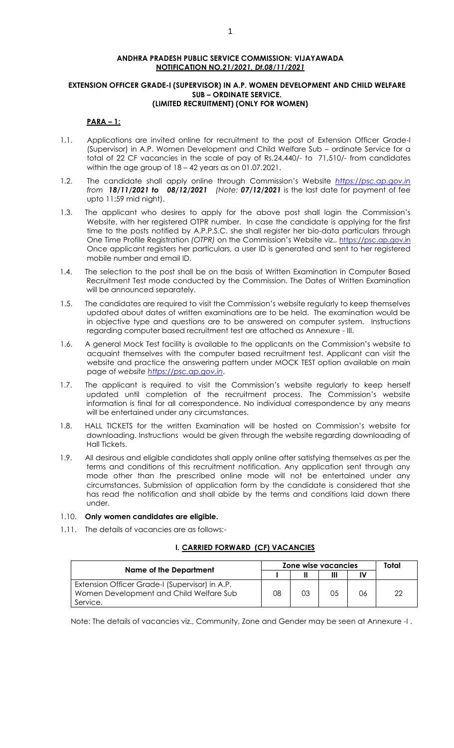**ANDHRA PRADESH PUBLIC SERVICE COMMISSION: VIJAYAWADA**
**NOTIFICATION NO.*21/2021, Dt.08/11/2021***

**EXTENSION OFFICER GRADE-I (SUPERVISOR) IN A.P. WOMEN DEVELOPMENT AND CHILD WELFARE SUB – ORDINATE SERVICE.**
**(LIMITED RECRUITMENT) (ONLY FOR WOMEN)**

**PARA – 1:**

1.1. Applications are invited online for recruitment to the post of Extension Officer Grade-I (Supervisor) in A.P. Women Development and Child Welfare Sub – ordinate Service for a total of 22 CF vacancies in the scale of pay of Rs.24,440/- to 71,510/- from candidates within the age group of 18 – 42 years as on 01.07.2021.

1.2. The candidate shall apply online through Commission's Website *https://psc.ap.gov.in* *from* ***18/11/2021 to 08/12/2021*** *(Note:* ***07/12/2021*** is the last date for payment of fee upto 11:59 mid night).

1.3. The applicant who desires to apply for the above post shall login the Commission's Website, with her registered OTPR number. In case the candidate is applying for the first time to the posts notified by A.P.P.S.C. she shall register her bio-data particulars through One Time Profile Registration *(OTPR)* on the Commission's Website viz., https://psc.ap.gov.in Once applicant registers her particulars, a user ID is generated and sent to her registered mobile number and email ID.

1.4. The selection to the post shall be on the basis of Written Examination in Computer Based Recruitment Test mode conducted by the Commission. The Dates of Written Examination will be announced separately.

1.5. The candidates are required to visit the Commission's website regularly to keep themselves updated about dates of written examinations are to be held. The examination would be in objective type and questions are to be answered on computer system. Instructions regarding computer based recruitment test are attached as Annexure - III.

1.6. A general Mock Test facility is available to the applicants on the Commission's website to acquaint themselves with the computer based recruitment test. Applicant can visit the website and practice the answering pattern under MOCK TEST option available on main page of *website https://psc.ap.gov.in*.

1.7. The applicant is required to visit the Commission's website regularly to keep herself updated until completion of the recruitment process. The Commission's website information is final for all correspondence. No individual correspondence by any means will be entertained under any circumstances.

1.8. HALL TICKETS for the written Examination will be hosted on Commission's website for downloading. Instructions would be given through the website regarding downloading of Hall Tickets.

1.9. All desirous and eligible candidates shall apply online after satisfying themselves as per the terms and conditions of this recruitment notification. Any application sent through any mode other than the prescribed online mode will not be entertained under any circumstances. Submission of application form by the candidate is considered that she has read the notification and shall abide by the terms and conditions laid down there under.

1.10. **Only women candidates are eligible.**

1.11. The details of vacancies are as follows:-

**I. CARRIED FORWARD (CF) VACANCIES**

| Name of the Department | Zone wise vacancies | | | | Total |
|---|---|---|---|---|---|
| | I | II | III | IV | |
| Extension Officer Grade-I (Supervisor) in A.P. Women Development and Child Welfare Sub Service. | 08 | 03 | 05 | 06 | 22 |

Note: The details of vacancies viz., Community, Zone and Gender may be seen at Annexure -I .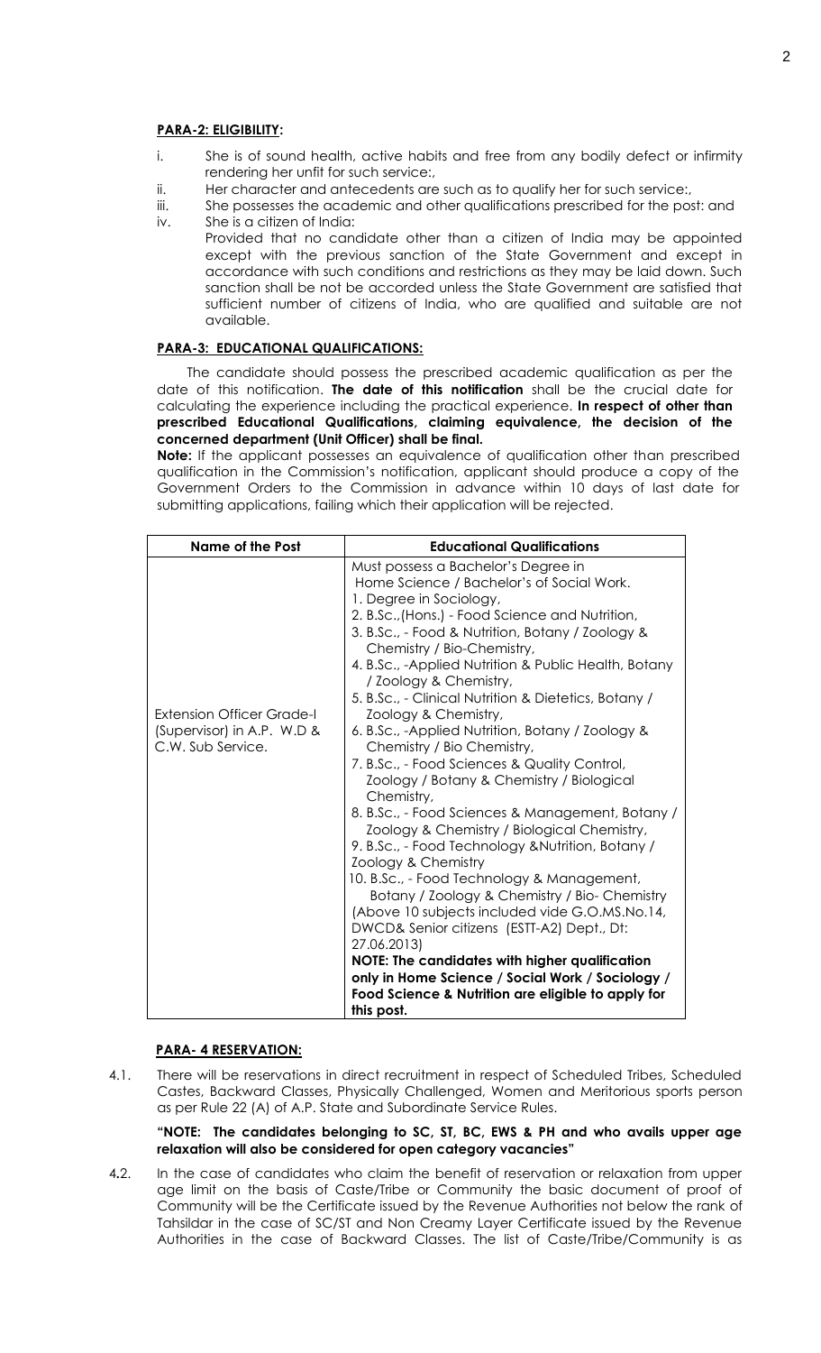**PARA-2: ELIGIBILITY:**

i. She is of sound health, active habits and free from any bodily defect or infirmity rendering her unfit for such service:,

ii. Her character and antecedents are such as to qualify her for such service:,

iii. She possesses the academic and other qualifications prescribed for the post: and

iv. She is a citizen of India:

Provided that no candidate other than a citizen of India may be appointed except with the previous sanction of the State Government and except in accordance with such conditions and restrictions as they may be laid down. Such sanction shall be not be accorded unless the State Government are satisfied that sufficient number of citizens of India, who are qualified and suitable are not available.

**PARA-3: EDUCATIONAL QUALIFICATIONS:**

The candidate should possess the prescribed academic qualification as per the date of this notification. **The date of this notification** shall be the crucial date for calculating the experience including the practical experience. **In respect of other than prescribed Educational Qualifications, claiming equivalence, the decision of the concerned department (Unit Officer) shall be final.**

**Note:** If the applicant possesses an equivalence of qualification other than prescribed qualification in the Commission's notification, applicant should produce a copy of the Government Orders to the Commission in advance within 10 days of last date for submitting applications, failing which their application will be rejected.

| Name of the Post | Educational Qualifications |
|---|---|
| Extension Officer Grade-I (Supervisor) in A.P. W.D & C.W. Sub Service. | Must possess a Bachelor's Degree in Home Science / Bachelor's of Social Work.<br>1. Degree in Sociology,<br>2. B.Sc.,(Hons.) - Food Science and Nutrition,<br>3. B.Sc., - Food & Nutrition, Botany / Zoology & Chemistry / Bio-Chemistry,<br>4. B.Sc., -Applied Nutrition & Public Health, Botany / Zoology & Chemistry,<br>5. B.Sc., - Clinical Nutrition & Dietetics, Botany / Zoology & Chemistry,<br>6. B.Sc., -Applied Nutrition, Botany / Zoology & Chemistry / Bio Chemistry,<br>7. B.Sc., - Food Sciences & Quality Control, Zoology / Botany & Chemistry / Biological Chemistry,<br>8. B.Sc., - Food Sciences & Management, Botany / Zoology & Chemistry / Biological Chemistry,<br>9. B.Sc., - Food Technology &Nutrition, Botany / Zoology & Chemistry<br>10. B.Sc., - Food Technology & Management, Botany / Zoology & Chemistry / Bio- Chemistry<br>(Above 10 subjects included vide G.O.MS.No.14, DWCD& Senior citizens (ESTT-A2) Dept., Dt: 27.06.2013)<br>**NOTE: The candidates with higher qualification only in Home Science / Social Work / Sociology / Food Science & Nutrition are eligible to apply for this post.** |

**PARA- 4 RESERVATION:**

4.1. There will be reservations in direct recruitment in respect of Scheduled Tribes, Scheduled Castes, Backward Classes, Physically Challenged, Women and Meritorious sports person as per Rule 22 (A) of A.P. State and Subordinate Service Rules.

**"NOTE: The candidates belonging to SC, ST, BC, EWS & PH and who avails upper age relaxation will also be considered for open category vacancies"**

4.2. In the case of candidates who claim the benefit of reservation or relaxation from upper age limit on the basis of Caste/Tribe or Community the basic document of proof of Community will be the Certificate issued by the Revenue Authorities not below the rank of Tahsildar in the case of SC/ST and Non Creamy Layer Certificate issued by the Revenue Authorities in the case of Backward Classes. The list of Caste/Tribe/Community is as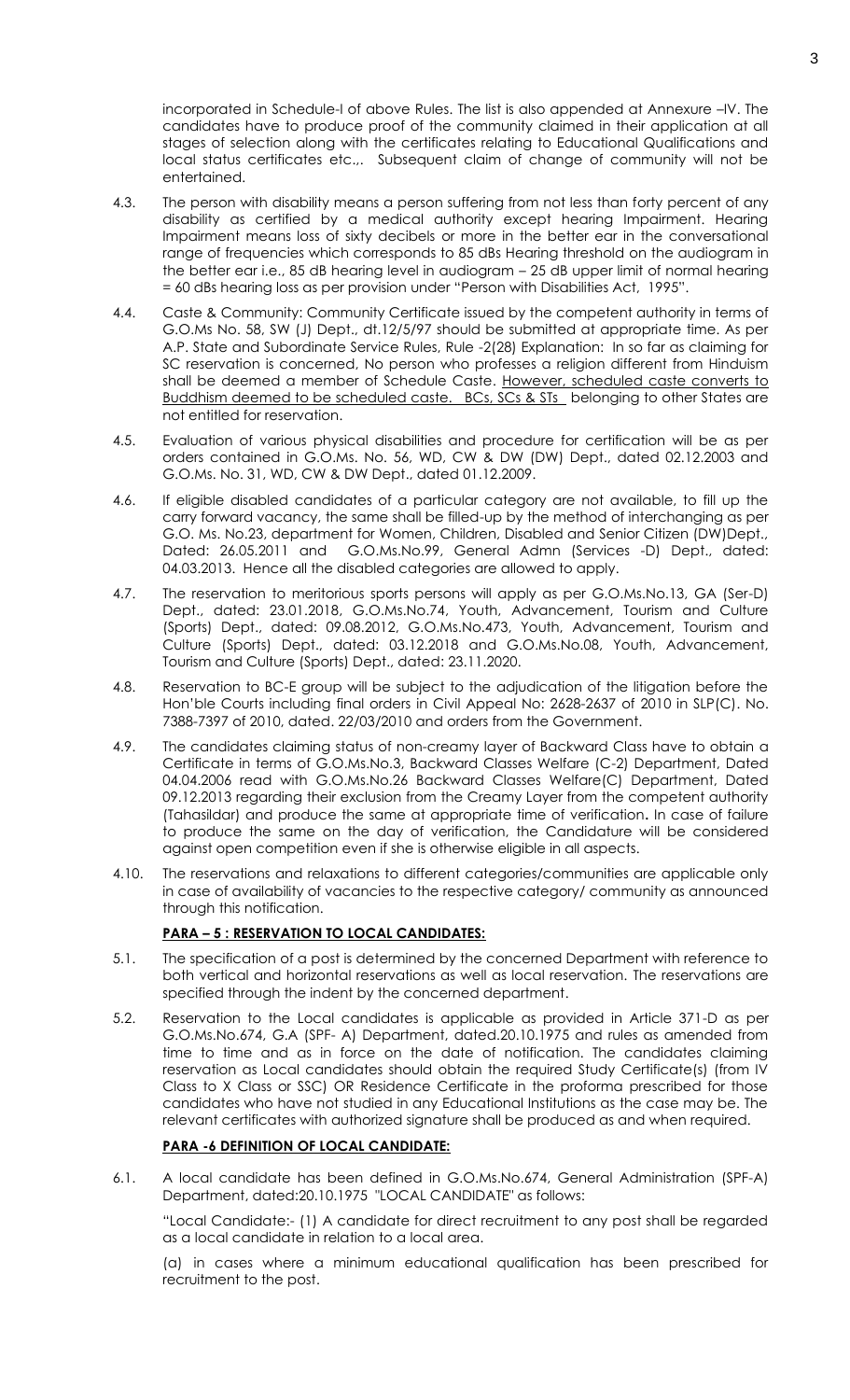incorporated in Schedule-I of above Rules. The list is also appended at Annexure –IV. The candidates have to produce proof of the community claimed in their application at all stages of selection along with the certificates relating to Educational Qualifications and local status certificates etc.,. Subsequent claim of change of community will not be entertained.

4.3. The person with disability means a person suffering from not less than forty percent of any disability as certified by a medical authority except hearing Impairment. Hearing Impairment means loss of sixty decibels or more in the better ear in the conversational range of frequencies which corresponds to 85 dBs Hearing threshold on the audiogram in the better ear i.e., 85 dB hearing level in audiogram – 25 dB upper limit of normal hearing = 60 dBs hearing loss as per provision under "Person with Disabilities Act, 1995".

4.4. Caste & Community: Community Certificate issued by the competent authority in terms of G.O.Ms No. 58, SW (J) Dept., dt.12/5/97 should be submitted at appropriate time. As per A.P. State and Subordinate Service Rules, Rule -2(28) Explanation: In so far as claiming for SC reservation is concerned, No person who professes a religion different from Hinduism shall be deemed a member of Schedule Caste. <u>However, scheduled caste converts to Buddhism deemed to be scheduled caste. BCs, SCs & STs</u> belonging to other States are not entitled for reservation.

4.5. Evaluation of various physical disabilities and procedure for certification will be as per orders contained in G.O.Ms. No. 56, WD, CW & DW (DW) Dept., dated 02.12.2003 and G.O.Ms. No. 31, WD, CW & DW Dept., dated 01.12.2009.

4.6. If eligible disabled candidates of a particular category are not available, to fill up the carry forward vacancy, the same shall be filled-up by the method of interchanging as per G.O. Ms. No.23, department for Women, Children, Disabled and Senior Citizen (DW)Dept., Dated: 26.05.2011 and G.O.Ms.No.99, General Admn (Services -D) Dept., dated: 04.03.2013. Hence all the disabled categories are allowed to apply.

4.7. The reservation to meritorious sports persons will apply as per G.O.Ms.No.13, GA (Ser-D) Dept., dated: 23.01.2018, G.O.Ms.No.74, Youth, Advancement, Tourism and Culture (Sports) Dept., dated: 09.08.2012, G.O.Ms.No.473, Youth, Advancement, Tourism and Culture (Sports) Dept., dated: 03.12.2018 and G.O.Ms.No.08, Youth, Advancement, Tourism and Culture (Sports) Dept., dated: 23.11.2020.

4.8. Reservation to BC-E group will be subject to the adjudication of the litigation before the Hon'ble Courts including final orders in Civil Appeal No: 2628-2637 of 2010 in SLP(C). No. 7388-7397 of 2010, dated. 22/03/2010 and orders from the Government.

4.9. The candidates claiming status of non-creamy layer of Backward Class have to obtain a Certificate in terms of G.O.Ms.No.3, Backward Classes Welfare (C-2) Department, Dated 04.04.2006 read with G.O.Ms.No.26 Backward Classes Welfare(C) Department, Dated 09.12.2013 regarding their exclusion from the Creamy Layer from the competent authority (Tahasildar) and produce the same at appropriate time of verification**.** In case of failure to produce the same on the day of verification, the Candidature will be considered against open competition even if she is otherwise eligible in all aspects.

4.10. The reservations and relaxations to different categories/communities are applicable only in case of availability of vacancies to the respective category/ community as announced through this notification.

**<u>PARA – 5 : RESERVATION TO LOCAL CANDIDATES:</u>**

5.1. The specification of a post is determined by the concerned Department with reference to both vertical and horizontal reservations as well as local reservation. The reservations are specified through the indent by the concerned department.

5.2. Reservation to the Local candidates is applicable as provided in Article 371-D as per G.O.Ms.No.674, G.A (SPF- A) Department, dated.20.10.1975 and rules as amended from time to time and as in force on the date of notification. The candidates claiming reservation as Local candidates should obtain the required Study Certificate(s) (from IV Class to X Class or SSC) OR Residence Certificate in the proforma prescribed for those candidates who have not studied in any Educational Institutions as the case may be. The relevant certificates with authorized signature shall be produced as and when required.

**<u>PARA -6 DEFINITION OF LOCAL CANDIDATE:</u>**

6.1. A local candidate has been defined in G.O.Ms.No.674, General Administration (SPF-A) Department, dated:20.10.1975 "LOCAL CANDIDATE" as follows:

"Local Candidate:- (1) A candidate for direct recruitment to any post shall be regarded as a local candidate in relation to a local area.

(a) in cases where a minimum educational qualification has been prescribed for recruitment to the post.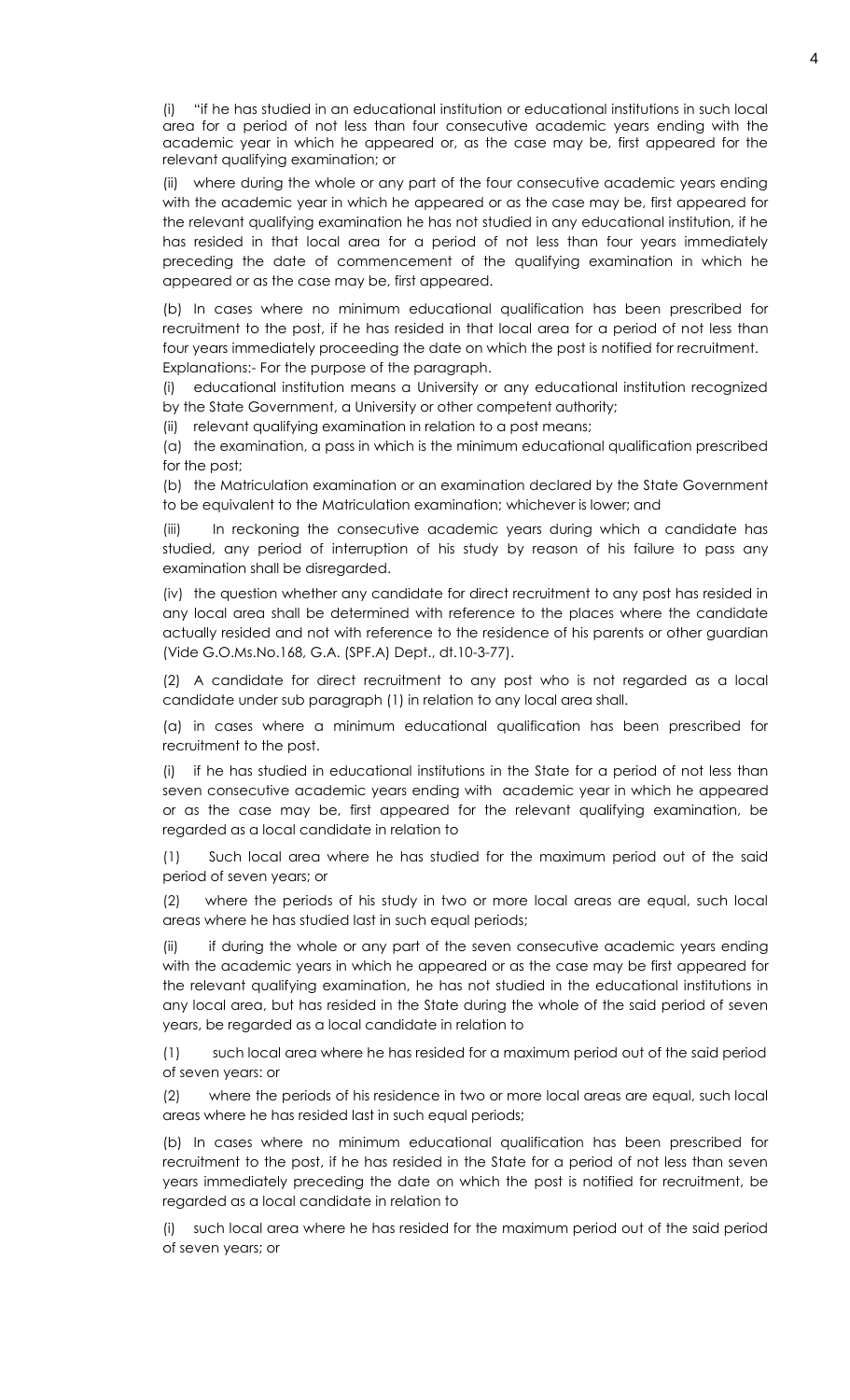(i) "if he has studied in an educational institution or educational institutions in such local area for a period of not less than four consecutive academic years ending with the academic year in which he appeared or, as the case may be, first appeared for the relevant qualifying examination; or

(ii) where during the whole or any part of the four consecutive academic years ending with the academic year in which he appeared or as the case may be, first appeared for the relevant qualifying examination he has not studied in any educational institution, if he has resided in that local area for a period of not less than four years immediately preceding the date of commencement of the qualifying examination in which he appeared or as the case may be, first appeared.

(b) In cases where no minimum educational qualification has been prescribed for recruitment to the post, if he has resided in that local area for a period of not less than four years immediately proceeding the date on which the post is notified for recruitment.

Explanations:- For the purpose of the paragraph.

(i) educational institution means a University or any educational institution recognized by the State Government, a University or other competent authority;

(ii) relevant qualifying examination in relation to a post means;

(a) the examination, a pass in which is the minimum educational qualification prescribed for the post;

(b) the Matriculation examination or an examination declared by the State Government to be equivalent to the Matriculation examination; whichever is lower; and

(iii) In reckoning the consecutive academic years during which a candidate has studied, any period of interruption of his study by reason of his failure to pass any examination shall be disregarded.

(iv) the question whether any candidate for direct recruitment to any post has resided in any local area shall be determined with reference to the places where the candidate actually resided and not with reference to the residence of his parents or other guardian (Vide G.O.Ms.No.168, G.A. (SPF.A) Dept., dt.10-3-77).

(2) A candidate for direct recruitment to any post who is not regarded as a local candidate under sub paragraph (1) in relation to any local area shall.

(a) in cases where a minimum educational qualification has been prescribed for recruitment to the post.

(i) if he has studied in educational institutions in the State for a period of not less than seven consecutive academic years ending with academic year in which he appeared or as the case may be, first appeared for the relevant qualifying examination, be regarded as a local candidate in relation to

(1) Such local area where he has studied for the maximum period out of the said period of seven years; or

(2) where the periods of his study in two or more local areas are equal, such local areas where he has studied last in such equal periods;

(ii) if during the whole or any part of the seven consecutive academic years ending with the academic years in which he appeared or as the case may be first appeared for the relevant qualifying examination, he has not studied in the educational institutions in any local area, but has resided in the State during the whole of the said period of seven years, be regarded as a local candidate in relation to

(1) such local area where he has resided for a maximum period out of the said period of seven years: or

(2) where the periods of his residence in two or more local areas are equal, such local areas where he has resided last in such equal periods;

(b) In cases where no minimum educational qualification has been prescribed for recruitment to the post, if he has resided in the State for a period of not less than seven years immediately preceding the date on which the post is notified for recruitment, be regarded as a local candidate in relation to

(i) such local area where he has resided for the maximum period out of the said period of seven years; or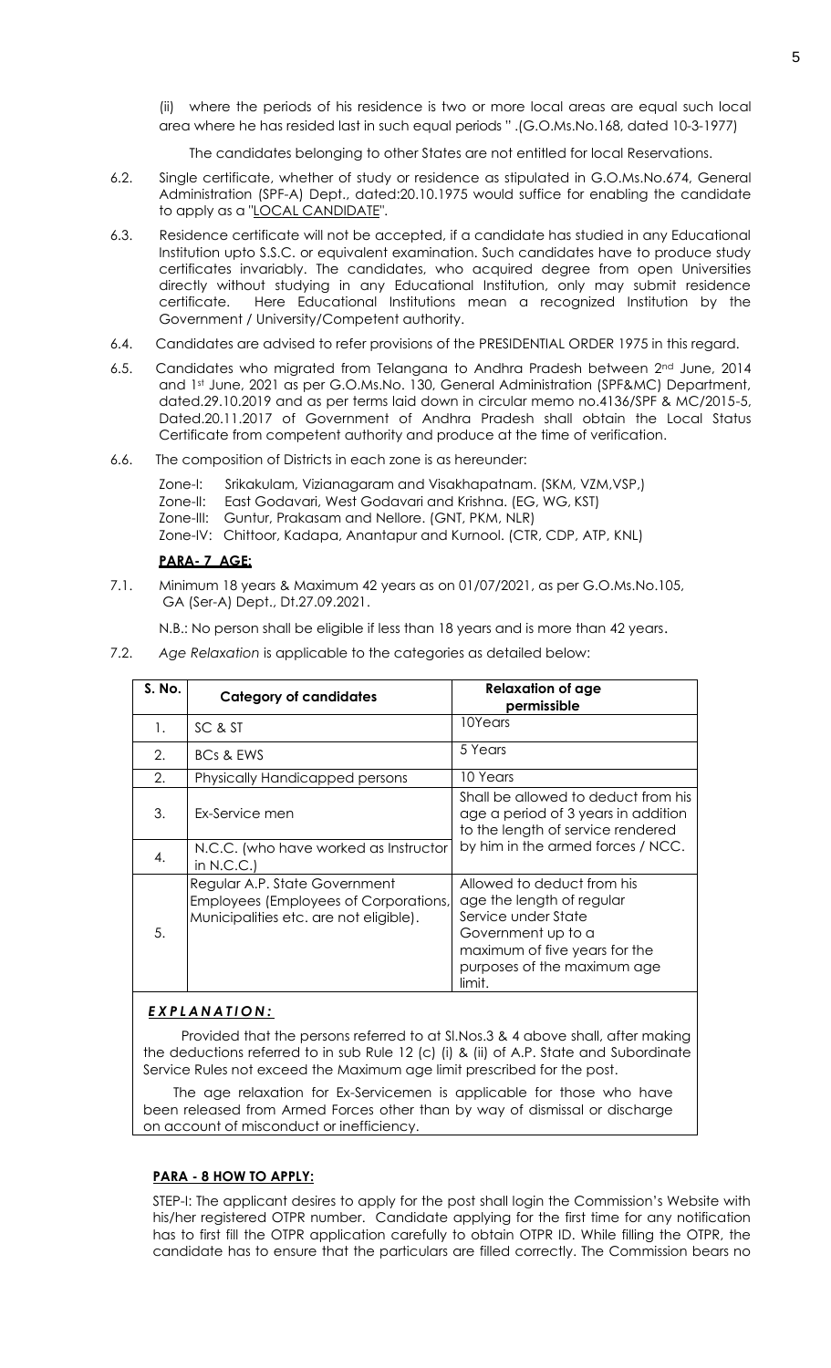(ii) where the periods of his residence is two or more local areas are equal such local area where he has resided last in such equal periods " .(G.O.Ms.No.168, dated 10-3-1977)

The candidates belonging to other States are not entitled for local Reservations.

6.2. Single certificate, whether of study or residence as stipulated in G.O.Ms.No.674, General Administration (SPF-A) Dept., dated:20.10.1975 would suffice for enabling the candidate to apply as a "LOCAL CANDIDATE".

6.3. Residence certificate will not be accepted, if a candidate has studied in any Educational Institution upto S.S.C. or equivalent examination. Such candidates have to produce study certificates invariably. The candidates, who acquired degree from open Universities directly without studying in any Educational Institution, only may submit residence certificate. Here Educational Institutions mean a recognized Institution by the Government / University/Competent authority.

6.4. Candidates are advised to refer provisions of the PRESIDENTIAL ORDER 1975 in this regard.

6.5. Candidates who migrated from Telangana to Andhra Pradesh between 2nd June, 2014 and 1st June, 2021 as per G.O.Ms.No. 130, General Administration (SPF&MC) Department, dated.29.10.2019 and as per terms laid down in circular memo no.4136/SPF & MC/2015-5, Dated.20.11.2017 of Government of Andhra Pradesh shall obtain the Local Status Certificate from competent authority and produce at the time of verification.

6.6. The composition of Districts in each zone is as hereunder:

Zone-I: Srikakulam, Vizianagaram and Visakhapatnam. (SKM, VZM,VSP,)
Zone-II: East Godavari, West Godavari and Krishna. (EG, WG, KST)
Zone-III: Guntur, Prakasam and Nellore. (GNT, PKM, NLR)
Zone-IV: Chittoor, Kadapa, Anantapur and Kurnool. (CTR, CDP, ATP, KNL)

**PARA- 7 AGE:**

7.1. Minimum 18 years & Maximum 42 years as on 01/07/2021, as per G.O.Ms.No.105, GA (Ser-A) Dept., Dt.27.09.2021.

N.B.: No person shall be eligible if less than 18 years and is more than 42 years.

7.2. *Age Relaxation* is applicable to the categories as detailed below:

| S. No. | Category of candidates | Relaxation of age permissible |
|---|---|---|
| 1. | SC & ST | 10Years |
| 2. | BCs & EWS | 5 Years |
| 2. | Physically Handicapped persons | 10 Years |
| 3. | Ex-Service men | Shall be allowed to deduct from his age a period of 3 years in addition to the length of service rendered by him in the armed forces / NCC. |
| 4. | N.C.C. (who have worked as Instructor in N.C.C.) | |
| 5. | Regular A.P. State Government Employees (Employees of Corporations, Municipalities etc. are not eligible). | Allowed to deduct from his age the length of regular Service under State Government up to a maximum of five years for the purposes of the maximum age limit. |

***EXPLANATION:***

Provided that the persons referred to at Sl.Nos.3 & 4 above shall, after making the deductions referred to in sub Rule 12 (c) (i) & (ii) of A.P. State and Subordinate Service Rules not exceed the Maximum age limit prescribed for the post.

The age relaxation for Ex-Servicemen is applicable for those who have been released from Armed Forces other than by way of dismissal or discharge on account of misconduct or inefficiency.

**PARA - 8 HOW TO APPLY:**

STEP-I: The applicant desires to apply for the post shall login the Commission's Website with his/her registered OTPR number. Candidate applying for the first time for any notification has to first fill the OTPR application carefully to obtain OTPR ID. While filling the OTPR, the candidate has to ensure that the particulars are filled correctly. The Commission bears no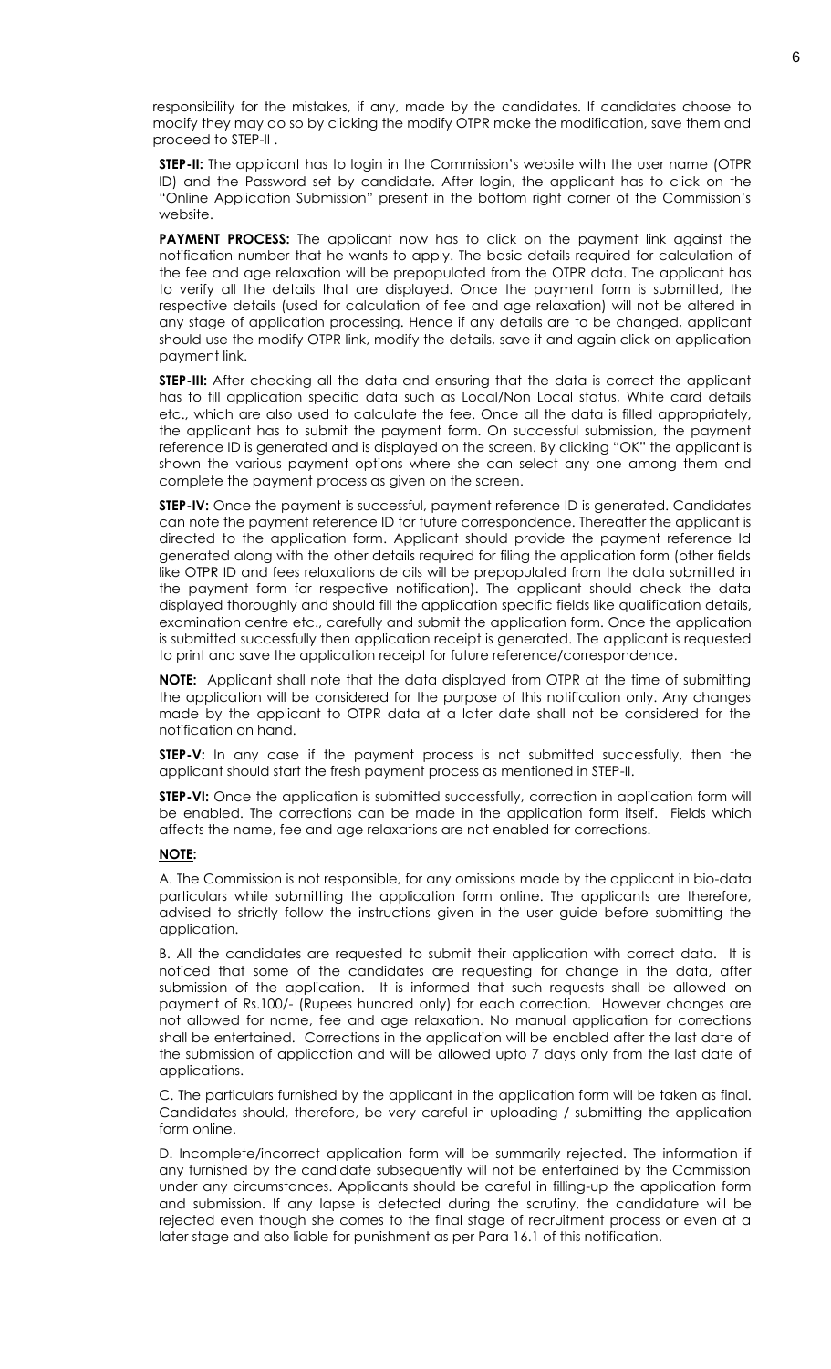responsibility for the mistakes, if any, made by the candidates. If candidates choose to modify they may do so by clicking the modify OTPR make the modification, save them and proceed to STEP-II .

**STEP-II:** The applicant has to login in the Commission's website with the user name (OTPR ID) and the Password set by candidate. After login, the applicant has to click on the "Online Application Submission" present in the bottom right corner of the Commission's website.

**PAYMENT PROCESS:** The applicant now has to click on the payment link against the notification number that he wants to apply. The basic details required for calculation of the fee and age relaxation will be prepopulated from the OTPR data. The applicant has to verify all the details that are displayed. Once the payment form is submitted, the respective details (used for calculation of fee and age relaxation) will not be altered in any stage of application processing. Hence if any details are to be changed, applicant should use the modify OTPR link, modify the details, save it and again click on application payment link.

**STEP-III:** After checking all the data and ensuring that the data is correct the applicant has to fill application specific data such as Local/Non Local status, White card details etc., which are also used to calculate the fee. Once all the data is filled appropriately, the applicant has to submit the payment form. On successful submission, the payment reference ID is generated and is displayed on the screen. By clicking "OK" the applicant is shown the various payment options where she can select any one among them and complete the payment process as given on the screen.

**STEP-IV:** Once the payment is successful, payment reference ID is generated. Candidates can note the payment reference ID for future correspondence. Thereafter the applicant is directed to the application form. Applicant should provide the payment reference Id generated along with the other details required for filing the application form (other fields like OTPR ID and fees relaxations details will be prepopulated from the data submitted in the payment form for respective notification). The applicant should check the data displayed thoroughly and should fill the application specific fields like qualification details, examination centre etc., carefully and submit the application form. Once the application is submitted successfully then application receipt is generated. The applicant is requested to print and save the application receipt for future reference/correspondence.

**NOTE:** Applicant shall note that the data displayed from OTPR at the time of submitting the application will be considered for the purpose of this notification only. Any changes made by the applicant to OTPR data at a later date shall not be considered for the notification on hand.

**STEP-V:** In any case if the payment process is not submitted successfully, then the applicant should start the fresh payment process as mentioned in STEP-II.

**STEP-VI:** Once the application is submitted successfully, correction in application form will be enabled. The corrections can be made in the application form itself. Fields which affects the name, fee and age relaxations are not enabled for corrections.

**NOTE:**

A. The Commission is not responsible, for any omissions made by the applicant in bio-data particulars while submitting the application form online. The applicants are therefore, advised to strictly follow the instructions given in the user guide before submitting the application.

B. All the candidates are requested to submit their application with correct data. It is noticed that some of the candidates are requesting for change in the data, after submission of the application. It is informed that such requests shall be allowed on payment of Rs.100/- (Rupees hundred only) for each correction. However changes are not allowed for name, fee and age relaxation. No manual application for corrections shall be entertained. Corrections in the application will be enabled after the last date of the submission of application and will be allowed upto 7 days only from the last date of applications.

C. The particulars furnished by the applicant in the application form will be taken as final. Candidates should, therefore, be very careful in uploading / submitting the application form online.

D. Incomplete/incorrect application form will be summarily rejected. The information if any furnished by the candidate subsequently will not be entertained by the Commission under any circumstances. Applicants should be careful in filling-up the application form and submission. If any lapse is detected during the scrutiny, the candidature will be rejected even though she comes to the final stage of recruitment process or even at a later stage and also liable for punishment as per Para 16.1 of this notification.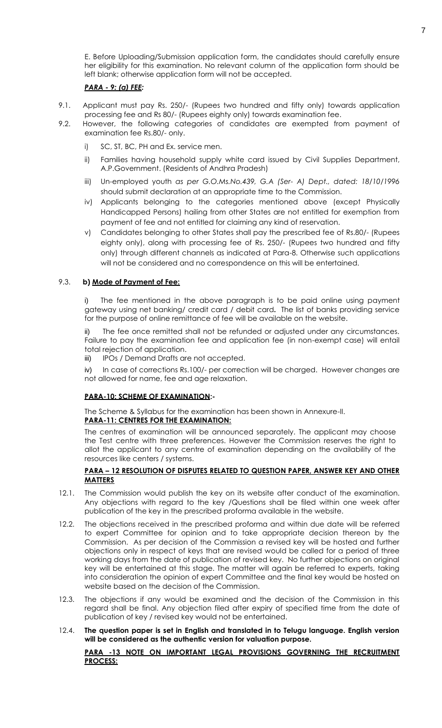E. Before Uploading/Submission application form, the candidates should carefully ensure her eligibility for this examination. No relevant column of the application form should be left blank; otherwise application form will not be accepted.

***PARA - 9: (a) FEE:***

9.1. Applicant must pay Rs. 250/- (Rupees two hundred and fifty only) towards application processing fee and Rs 80/- (Rupees eighty only) towards examination fee.

9.2. However, the following categories of candidates are exempted from payment of examination fee Rs.80/- only.

i) SC, ST, BC, PH and Ex. service men.

ii) Families having household supply white card issued by Civil Supplies Department, A.P.Government. (Residents of Andhra Pradesh)

iii) Un-employed youth *as per G.O.Ms.No.439, G.A (Ser- A) Dept., dated: 18/10/1996* should submit declaration at an appropriate time to the Commission.

iv) Applicants belonging to the categories mentioned above (except Physically Handicapped Persons) hailing from other States are not entitled for exemption from payment of fee and not entitled for claiming any kind of reservation.

v) Candidates belonging to other States shall pay the prescribed fee of Rs.80/- (Rupees eighty only), along with processing fee of Rs. 250/- (Rupees two hundred and fifty only) through different channels as indicated at Para-8. Otherwise such applications will not be considered and no correspondence on this will be entertained.

9.3. **b) Mode of Payment of Fee:**

i) The fee mentioned in the above paragraph is to be paid online using payment gateway using net banking/ credit card / debit card**.** The list of banks providing service for the purpose of online remittance of fee will be available on the website.

ii) The fee once remitted shall not be refunded or adjusted under any circumstances. Failure to pay the examination fee and application fee (in non-exempt case) will entail total rejection of application.

iii) IPOs / Demand Drafts are not accepted.

iv) In case of corrections Rs.100/- per correction will be charged. However changes are not allowed for name, fee and age relaxation.

**PARA-10: SCHEME OF EXAMINATION:-**

The Scheme & Syllabus for the examination has been shown in Annexure-II.

**PARA-11: CENTRES FOR THE EXAMINATION:**

The centres of examination will be announced separately. The applicant may choose the Test centre with three preferences. However the Commission reserves the right to allot the applicant to any centre of examination depending on the availability of the resources like centers / systems.

**PARA – 12 RESOLUTION OF DISPUTES RELATED TO QUESTION PAPER, ANSWER KEY AND OTHER MATTERS**

12.1. The Commission would publish the key on its website after conduct of the examination. Any objections with regard to the key /Questions shall be filed within one week after publication of the key in the prescribed proforma available in the website.

12.2. The objections received in the prescribed proforma and within due date will be referred to expert Committee for opinion and to take appropriate decision thereon by the Commission. As per decision of the Commission a revised key will be hosted and further objections only in respect of keys that are revised would be called for a period of three working days from the date of publication of revised key. No further objections on original key will be entertained at this stage. The matter will again be referred to experts, taking into consideration the opinion of expert Committee and the final key would be hosted on website based on the decision of the Commission.

12.3. The objections if any would be examined and the decision of the Commission in this regard shall be final. Any objection filed after expiry of specified time from the date of publication of key / revised key would not be entertained.

12.4. **The question paper is set in English and translated in to Telugu language. English version will be considered as the authentic version for valuation purpose.**

**PARA -13 NOTE ON IMPORTANT LEGAL PROVISIONS GOVERNING THE RECRUITMENT PROCESS:**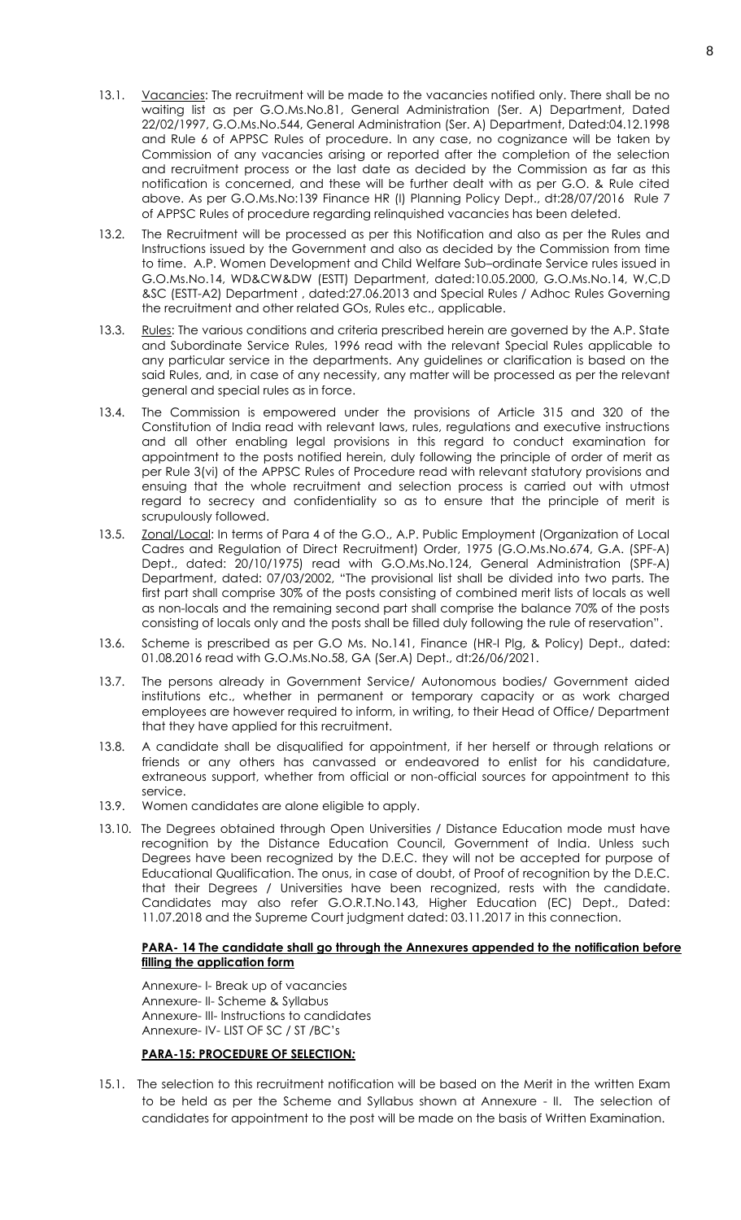13.1. Vacancies: The recruitment will be made to the vacancies notified only. There shall be no waiting list as per G.O.Ms.No.81, General Administration (Ser. A) Department, Dated 22/02/1997, G.O.Ms.No.544, General Administration (Ser. A) Department, Dated:04.12.1998 and Rule 6 of APPSC Rules of procedure. In any case, no cognizance will be taken by Commission of any vacancies arising or reported after the completion of the selection and recruitment process or the last date as decided by the Commission as far as this notification is concerned, and these will be further dealt with as per G.O. & Rule cited above. As per G.O.Ms.No:139 Finance HR (I) Planning Policy Dept., dt:28/07/2016 Rule 7 of APPSC Rules of procedure regarding relinquished vacancies has been deleted.

13.2. The Recruitment will be processed as per this Notification and also as per the Rules and Instructions issued by the Government and also as decided by the Commission from time to time. A.P. Women Development and Child Welfare Sub–ordinate Service rules issued in G.O.Ms.No.14, WD&CW&DW (ESTT) Department, dated:10.05.2000, G.O.Ms.No.14, W,C,D &SC (ESTT-A2) Department , dated:27.06.2013 and Special Rules / Adhoc Rules Governing the recruitment and other related GOs, Rules etc., applicable.

13.3. Rules: The various conditions and criteria prescribed herein are governed by the A.P. State and Subordinate Service Rules, 1996 read with the relevant Special Rules applicable to any particular service in the departments. Any guidelines or clarification is based on the said Rules, and, in case of any necessity, any matter will be processed as per the relevant general and special rules as in force.

13.4. The Commission is empowered under the provisions of Article 315 and 320 of the Constitution of India read with relevant laws, rules, regulations and executive instructions and all other enabling legal provisions in this regard to conduct examination for appointment to the posts notified herein, duly following the principle of order of merit as per Rule 3(vi) of the APPSC Rules of Procedure read with relevant statutory provisions and ensuing that the whole recruitment and selection process is carried out with utmost regard to secrecy and confidentiality so as to ensure that the principle of merit is scrupulously followed.

13.5. Zonal/Local: In terms of Para 4 of the G.O., A.P. Public Employment (Organization of Local Cadres and Regulation of Direct Recruitment) Order, 1975 (G.O.Ms.No.674, G.A. (SPF-A) Dept., dated: 20/10/1975) read with G.O.Ms.No.124, General Administration (SPF-A) Department, dated: 07/03/2002, "The provisional list shall be divided into two parts. The first part shall comprise 30% of the posts consisting of combined merit lists of locals as well as non-locals and the remaining second part shall comprise the balance 70% of the posts consisting of locals only and the posts shall be filled duly following the rule of reservation".

13.6. Scheme is prescribed as per G.O Ms. No.141, Finance (HR-I Plg, & Policy) Dept., dated: 01.08.2016 read with G.O.Ms.No.58, GA (Ser.A) Dept., dt:26/06/2021.

13.7. The persons already in Government Service/ Autonomous bodies/ Government aided institutions etc., whether in permanent or temporary capacity or as work charged employees are however required to inform, in writing, to their Head of Office/ Department that they have applied for this recruitment.

13.8. A candidate shall be disqualified for appointment, if her herself or through relations or friends or any others has canvassed or endeavored to enlist for his candidature, extraneous support, whether from official or non-official sources for appointment to this service.

13.9. Women candidates are alone eligible to apply.

13.10. The Degrees obtained through Open Universities / Distance Education mode must have recognition by the Distance Education Council, Government of India. Unless such Degrees have been recognized by the D.E.C. they will not be accepted for purpose of Educational Qualification. The onus, in case of doubt, of Proof of recognition by the D.E.C. that their Degrees / Universities have been recognized, rests with the candidate. Candidates may also refer G.O.R.T.No.143, Higher Education (EC) Dept., Dated: 11.07.2018 and the Supreme Court judgment dated: 03.11.2017 in this connection.

**PARA- 14 The candidate shall go through the Annexures appended to the notification before filling the application form**

Annexure- I- Break up of vacancies
Annexure- II- Scheme & Syllabus
Annexure- III- Instructions to candidates
Annexure- IV- LIST OF SC / ST /BC's

**PARA-15: PROCEDURE OF SELECTION:**

15.1. The selection to this recruitment notification will be based on the Merit in the written Exam to be held as per the Scheme and Syllabus shown at Annexure - II. The selection of candidates for appointment to the post will be made on the basis of Written Examination.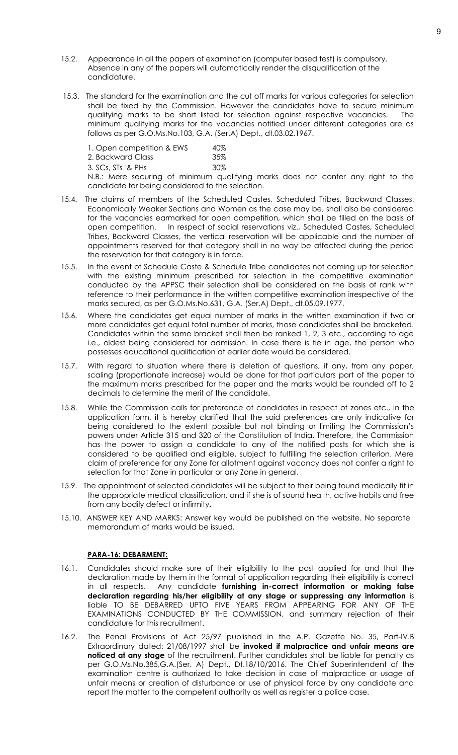15.2. Appearance in all the papers of examination (computer based test) is compulsory. Absence in any of the papers will automatically render the disqualification of the candidature.

15.3. The standard for the examination and the cut off marks for various categories for selection shall be fixed by the Commission. However the candidates have to secure minimum qualifying marks to be short listed for selection against respective vacancies. The minimum qualifying marks for the vacancies notified under different categories are as follows as per G.O.Ms.No.103, G.A. (Ser.A) Dept., dt.03.02.1967.

| | |
|---|---|
| 1. Open competition & EWS | 40% |
| 2. Backward Class | 35% |
| 3. SCs, STs & PHs | 30% |

N.B.: Mere securing of minimum qualifying marks does not confer any right to the candidate for being considered to the selection.

15.4. The claims of members of the Scheduled Castes, Scheduled Tribes, Backward Classes, Economically Weaker Sections and Women as the case may be, shall also be considered for the vacancies earmarked for open competition, which shall be filled on the basis of open competition. In respect of social reservations viz., Scheduled Castes, Scheduled Tribes, Backward Classes, the vertical reservation will be applicable and the number of appointments reserved for that category shall in no way be affected during the period the reservation for that category is in force.

15.5. In the event of Schedule Caste & Schedule Tribe candidates not coming up for selection with the existing minimum prescribed for selection in the competitive examination conducted by the APPSC their selection shall be considered on the basis of rank with reference to their performance in the written competitive examination irrespective of the marks secured, as per G.O.Ms.No.631, G.A. (Ser.A) Dept., dt.05.09.1977.

15.6. Where the candidates get equal number of marks in the written examination if two or more candidates get equal total number of marks, those candidates shall be bracketed. Candidates within the same bracket shall then be ranked 1, 2, 3 etc., according to age i.e., oldest being considered for admission. In case there is tie in age, the person who possesses educational qualification at earlier date would be considered.

15.7. With regard to situation where there is deletion of questions, if any, from any paper, scaling (proportionate increase) would be done for that particulars part of the paper to the maximum marks prescribed for the paper and the marks would be rounded off to 2 decimals to determine the merit of the candidate.

15.8. While the Commission calls for preference of candidates in respect of zones etc., in the application form, it is hereby clarified that the said preferences are only indicative for being considered to the extent possible but not binding or limiting the Commission's powers under Article 315 and 320 of the Constitution of India. Therefore, the Commission has the power to assign a candidate to any of the notified posts for which she is considered to be qualified and eligible, subject to fulfilling the selection criterion. Mere claim of preference for any Zone for allotment against vacancy does not confer a right to selection for that Zone in particular or any Zone in general.

15.9. The appointment of selected candidates will be subject to their being found medically fit in the appropriate medical classification, and if she is of sound health, active habits and free from any bodily defect or infirmity.

15.10. ANSWER KEY AND MARKS: Answer key would be published on the website. No separate memorandum of marks would be issued.

## PARA-16: DEBARMENT:

16.1. Candidates should make sure of their eligibility to the post applied for and that the declaration made by them in the format of application regarding their eligibility is correct in all respects. Any candidate **furnishing in-correct information or making false declaration regarding his/her eligibility at any stage or suppressing any information** is liable TO BE DEBARRED UPTO FIVE YEARS FROM APPEARING FOR ANY OF THE EXAMINATIONS CONDUCTED BY THE COMMISSION, and summary rejection of their candidature for this recruitment.

16.2. The Penal Provisions of Act 25/97 published in the A.P. Gazette No. 35, Part-IV.B Extraordinary dated: 21/08/1997 shall be **invoked if malpractice and unfair means are noticed at any stage** of the recruitment. Further candidates shall be liable for penalty as per G.O.Ms.No.385,G.A.(Ser. A) Dept., Dt.18/10/2016. The Chief Superintendent of the examination centre is authorized to take decision in case of malpractice or usage of unfair means or creation of disturbance or use of physical force by any candidate and report the matter to the competent authority as well as register a police case.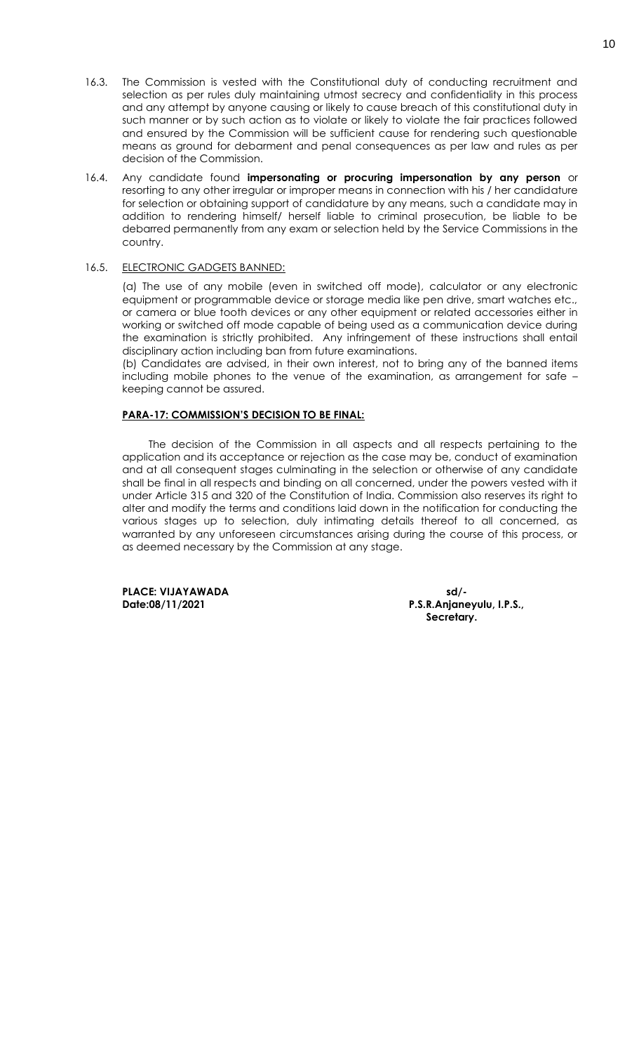16.3. The Commission is vested with the Constitutional duty of conducting recruitment and selection as per rules duly maintaining utmost secrecy and confidentiality in this process and any attempt by anyone causing or likely to cause breach of this constitutional duty in such manner or by such action as to violate or likely to violate the fair practices followed and ensured by the Commission will be sufficient cause for rendering such questionable means as ground for debarment and penal consequences as per law and rules as per decision of the Commission.

16.4. Any candidate found **impersonating or procuring impersonation by any person** or resorting to any other irregular or improper means in connection with his / her candidature for selection or obtaining support of candidature by any means, such a candidate may in addition to rendering himself/ herself liable to criminal prosecution, be liable to be debarred permanently from any exam or selection held by the Service Commissions in the country.

16.5. ELECTRONIC GADGETS BANNED:

(a) The use of any mobile (even in switched off mode), calculator or any electronic equipment or programmable device or storage media like pen drive, smart watches etc., or camera or blue tooth devices or any other equipment or related accessories either in working or switched off mode capable of being used as a communication device during the examination is strictly prohibited. Any infringement of these instructions shall entail disciplinary action including ban from future examinations.

(b) Candidates are advised, in their own interest, not to bring any of the banned items including mobile phones to the venue of the examination, as arrangement for safe – keeping cannot be assured.

**PARA-17: COMMISSION'S DECISION TO BE FINAL:**

The decision of the Commission in all aspects and all respects pertaining to the application and its acceptance or rejection as the case may be, conduct of examination and at all consequent stages culminating in the selection or otherwise of any candidate shall be final in all respects and binding on all concerned, under the powers vested with it under Article 315 and 320 of the Constitution of India. Commission also reserves its right to alter and modify the terms and conditions laid down in the notification for conducting the various stages up to selection, duly intimating details thereof to all concerned, as warranted by any unforeseen circumstances arising during the course of this process, or as deemed necessary by the Commission at any stage.

**PLACE: VIJAYAWADA**
**Date:08/11/2021**

**sd/-**
**P.S.R.Anjaneyulu, I.P.S.,**
**Secretary.**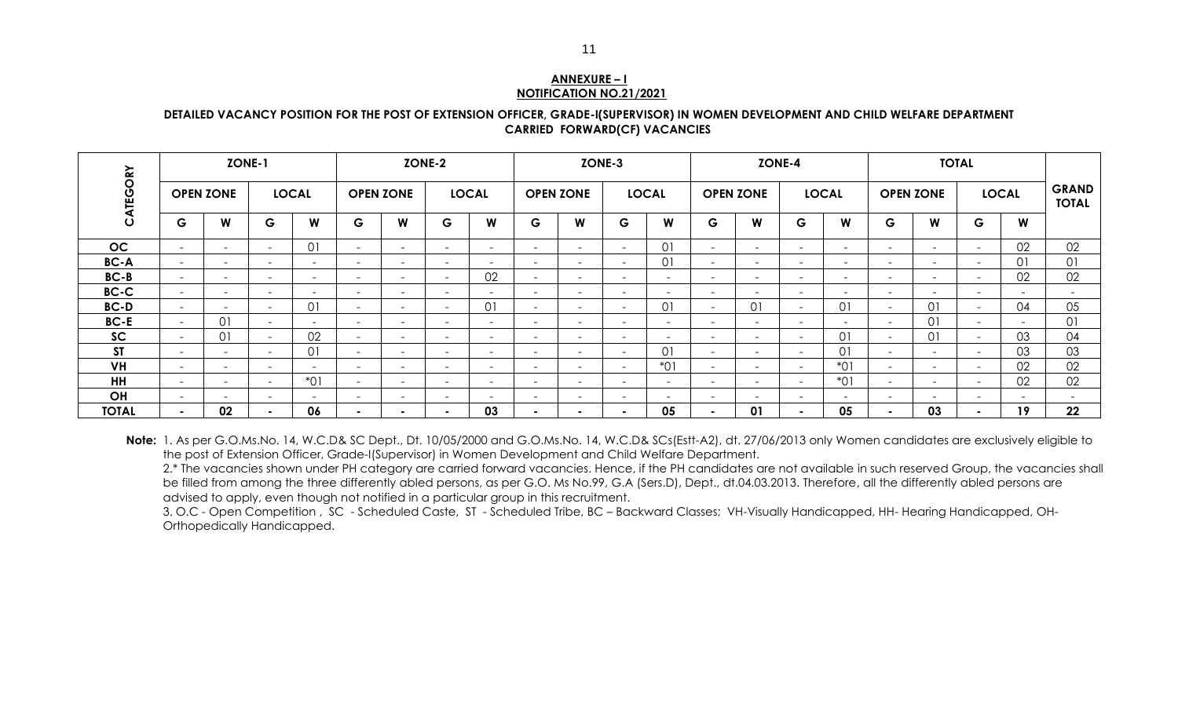**ANNEXURE – I**
**NOTIFICATION NO.21/2021**

**DETAILED VACANCY POSITION FOR THE POST OF EXTENSION OFFICER, GRADE-I(SUPERVISOR) IN WOMEN DEVELOPMENT AND CHILD WELFARE DEPARTMENT**
**CARRIED FORWARD(CF) VACANCIES**

| CATEGORY | ZONE-1 | | | | ZONE-2 | | | | ZONE-3 | | | | ZONE-4 | | | | TOTAL | | | | GRAND TOTAL |
|---|---|---|---|---|---|---|---|---|---|---|---|---|---|---|---|---|---|---|---|---|---|
| | OPEN ZONE | | LOCAL | | OPEN ZONE | | LOCAL | | OPEN ZONE | | LOCAL | | OPEN ZONE | | LOCAL | | OPEN ZONE | | LOCAL | | |
| | G | W | G | W | G | W | G | W | G | W | G | W | G | W | G | W | G | W | G | W | |
| OC | - | - | - | 01 | - | - | - | - | - | - | - | 01 | - | - | - | - | - | - | - | 02 | 02 |
| BC-A | - | - | - | - | - | - | - | - | - | - | - | 01 | - | - | - | - | - | - | - | 01 | 01 |
| BC-B | - | - | - | - | - | - | - | 02 | - | - | - | - | - | - | - | - | - | - | - | 02 | 02 |
| BC-C | - | - | - | - | - | - | - | - | - | - | - | - | - | - | - | - | - | - | - | - | - |
| BC-D | - | - | - | 01 | - | - | - | 01 | - | - | - | 01 | - | 01 | - | 01 | - | 01 | - | 04 | 05 |
| BC-E | - | 01 | - | - | - | - | - | - | - | - | - | - | - | - | - | - | - | 01 | - | - | 01 |
| SC | - | 01 | - | 02 | - | - | - | - | - | - | - | - | - | - | - | 01 | - | 01 | - | 03 | 04 |
| ST | - | - | - | 01 | - | - | - | - | - | - | - | 01 | - | - | - | 01 | - | - | - | 03 | 03 |
| VH | - | - | - | - | - | - | - | - | - | - | - | *01 | - | - | - | *01 | - | - | - | 02 | 02 |
| HH | - | - | - | *01 | - | - | - | - | - | - | - | - | - | - | - | *01 | - | - | - | 02 | 02 |
| OH | - | - | - | - | - | - | - | - | - | - | - | - | - | - | - | - | - | - | - | - | - |
| **TOTAL** | **-** | **02** | **-** | **06** | **-** | **-** | **-** | **03** | **-** | **-** | **-** | **05** | **-** | **01** | **-** | **05** | **-** | **03** | **-** | **19** | **22** |

**Note:** 1. As per G.O.Ms.No. 14, W.C.D& SC Dept., Dt. 10/05/2000 and G.O.Ms.No. 14, W.C.D& SCs(Estt-A2), dt. 27/06/2013 only Women candidates are exclusively eligible to the post of Extension Officer, Grade-I(Supervisor) in Women Development and Child Welfare Department.

2.* The vacancies shown under PH category are carried forward vacancies. Hence, if the PH candidates are not available in such reserved Group, the vacancies shall be filled from among the three differently abled persons, as per G.O. Ms No.99, G.A (Sers.D), Dept., dt.04.03.2013. Therefore, all the differently abled persons are advised to apply, even though not notified in a particular group in this recruitment.

3. O.C - Open Competition , SC - Scheduled Caste, ST - Scheduled Tribe, BC – Backward Classes; VH-Visually Handicapped, HH- Hearing Handicapped, OH-Orthopedically Handicapped.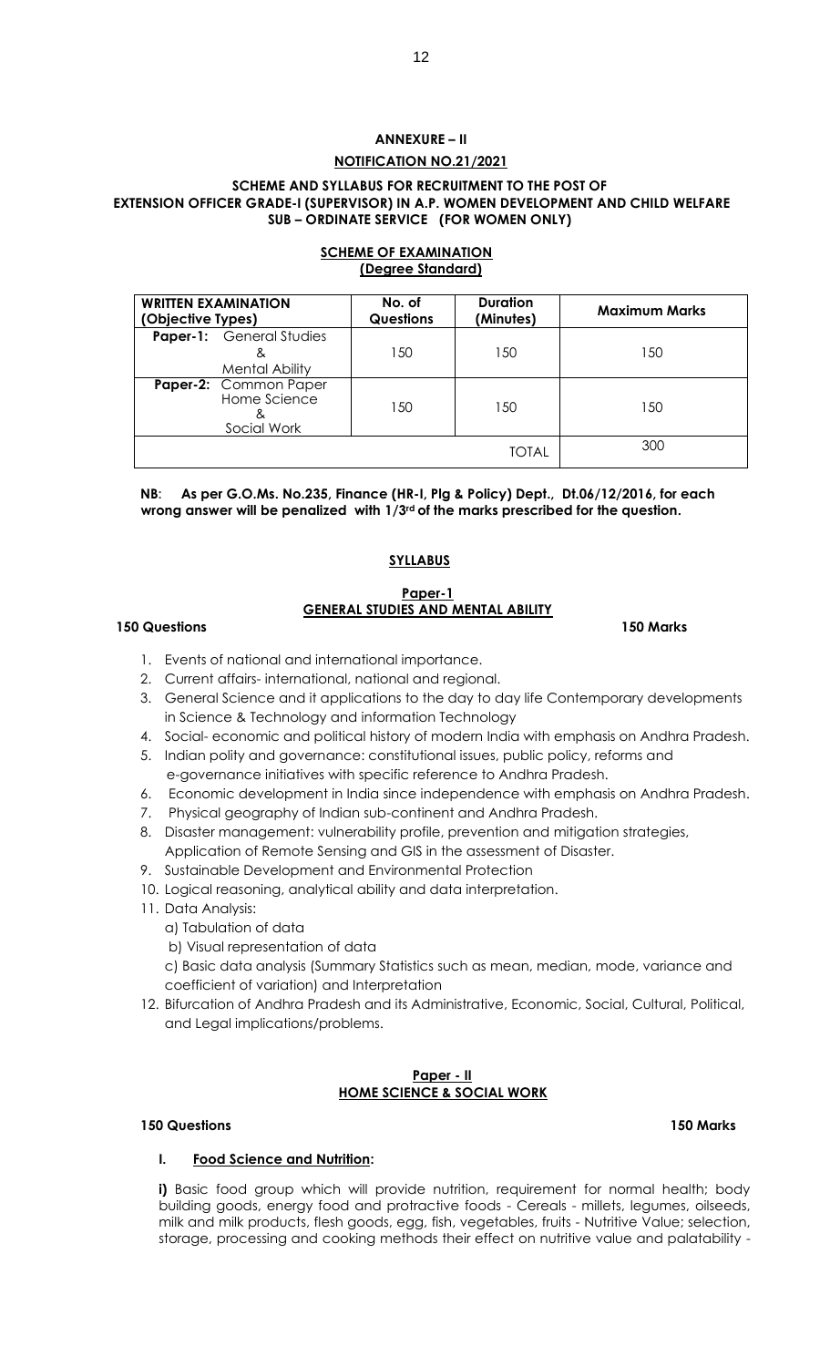# ANNEXURE – II

## NOTIFICATION NO.21/2021

### SCHEME AND SYLLABUS FOR RECRUITMENT TO THE POST OF EXTENSION OFFICER GRADE-I (SUPERVISOR) IN A.P. WOMEN DEVELOPMENT AND CHILD WELFARE SUB – ORDINATE SERVICE (FOR WOMEN ONLY)

### SCHEME OF EXAMINATION
**(Degree Standard)**

| WRITTEN EXAMINATION (Objective Types) | No. of Questions | Duration (Minutes) | Maximum Marks |
|---|---|---|---|
| **Paper-1:** General Studies & Mental Ability | 150 | 150 | 150 |
| **Paper-2:** Common Paper Home Science & Social Work | 150 | 150 | 150 |
| | | TOTAL | 300 |

**NB: As per G.O.Ms. No.235, Finance (HR-I, Plg & Policy) Dept., Dt.06/12/2016, for each wrong answer will be penalized with 1/3rd of the marks prescribed for the question.**

## SYLLABUS

### Paper-1
### GENERAL STUDIES AND MENTAL ABILITY

**150 Questions** **150 Marks**

1. Events of national and international importance.
2. Current affairs- international, national and regional.
3. General Science and it applications to the day to day life Contemporary developments in Science & Technology and information Technology
4. Social- economic and political history of modern India with emphasis on Andhra Pradesh.
5. Indian polity and governance: constitutional issues, public policy, reforms and e-governance initiatives with specific reference to Andhra Pradesh.
6. Economic development in India since independence with emphasis on Andhra Pradesh.
7. Physical geography of Indian sub-continent and Andhra Pradesh.
8. Disaster management: vulnerability profile, prevention and mitigation strategies, Application of Remote Sensing and GIS in the assessment of Disaster.
9. Sustainable Development and Environmental Protection
10. Logical reasoning, analytical ability and data interpretation.
11. Data Analysis:
    a) Tabulation of data
    b) Visual representation of data
    c) Basic data analysis (Summary Statistics such as mean, median, mode, variance and coefficient of variation) and Interpretation
12. Bifurcation of Andhra Pradesh and its Administrative, Economic, Social, Cultural, Political, and Legal implications/problems.

### Paper - II
### HOME SCIENCE & SOCIAL WORK

**150 Questions** **150 Marks**

**I. Food Science and Nutrition:**

**i)** Basic food group which will provide nutrition, requirement for normal health; body building goods, energy food and protractive foods - Cereals - millets, legumes, oilseeds, milk and milk products, flesh goods, egg, fish, vegetables, fruits - Nutritive Value; selection, storage, processing and cooking methods their effect on nutritive value and palatability -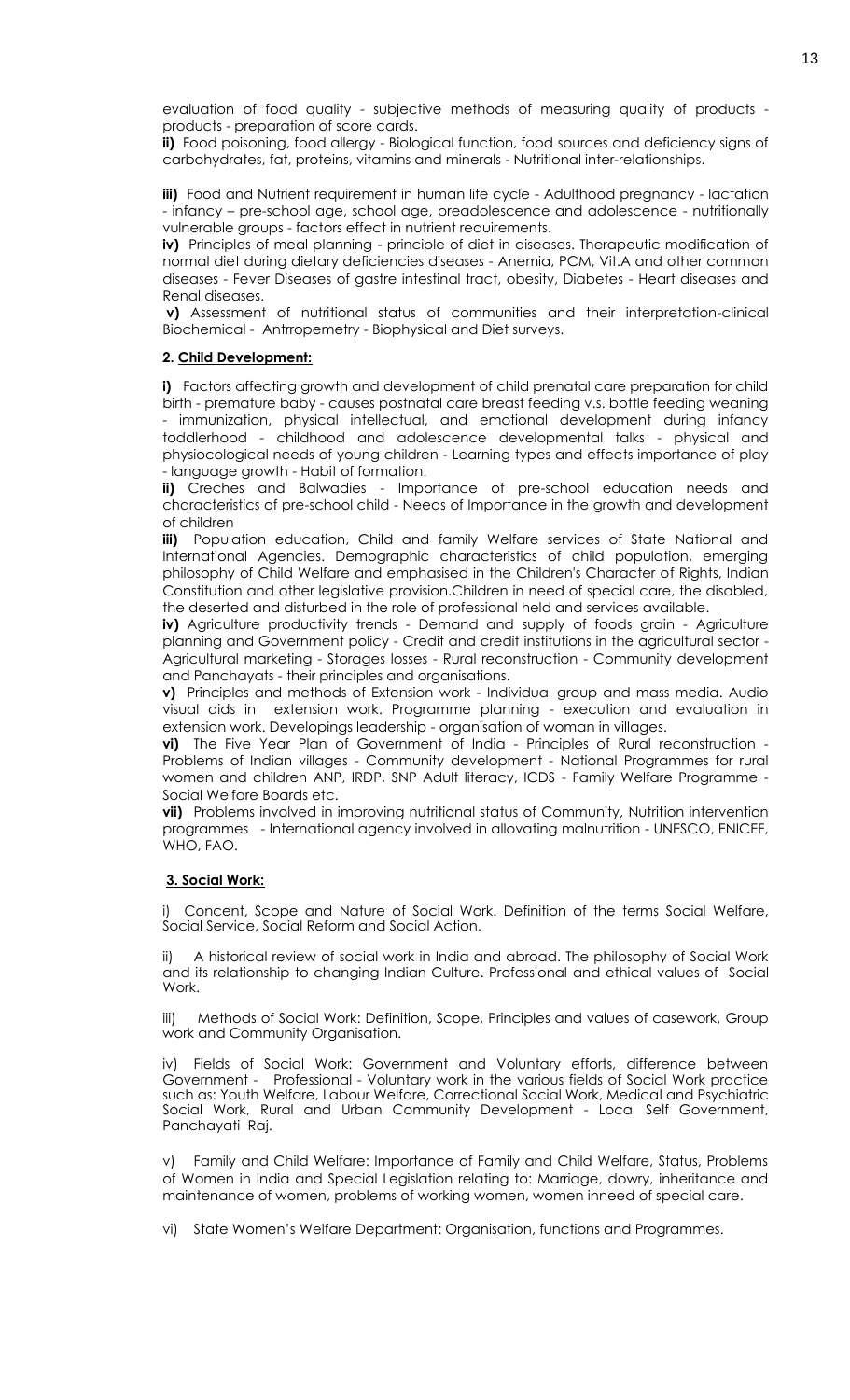evaluation of food quality - subjective methods of measuring quality of products - products - preparation of score cards.

**ii)** Food poisoning, food allergy - Biological function, food sources and deficiency signs of carbohydrates, fat, proteins, vitamins and minerals - Nutritional inter-relationships.

**iii)** Food and Nutrient requirement in human life cycle - Adulthood pregnancy - lactation - infancy – pre-school age, school age, preadolescence and adolescence - nutritionally vulnerable groups - factors effect in nutrient requirements.

**iv)** Principles of meal planning - principle of diet in diseases. Therapeutic modification of normal diet during dietary deficiencies diseases - Anemia, PCM, Vit.A and other common diseases - Fever Diseases of gastre intestinal tract, obesity, Diabetes - Heart diseases and Renal diseases.

**v)** Assessment of nutritional status of communities and their interpretation-clinical Biochemical - Antrropemetry - Biophysical and Diet surveys.

**2. Child Development:**

**i)** Factors affecting growth and development of child prenatal care preparation for child birth - premature baby - causes postnatal care breast feeding v.s. bottle feeding weaning - immunization, physical intellectual, and emotional development during infancy toddlerhood - childhood and adolescence developmental talks - physical and physiocological needs of young children - Learning types and effects importance of play - language growth - Habit of formation.

**ii)** Creches and Balwadies - Importance of pre-school education needs and characteristics of pre-school child - Needs of Importance in the growth and development of children

**iii)** Population education, Child and family Welfare services of State National and International Agencies. Demographic characteristics of child population, emerging philosophy of Child Welfare and emphasised in the Children's Character of Rights, Indian Constitution and other legislative provision.Children in need of special care, the disabled, the deserted and disturbed in the role of professional held and services available.

**iv)** Agriculture productivity trends - Demand and supply of foods grain - Agriculture planning and Government policy - Credit and credit institutions in the agricultural sector - Agricultural marketing - Storages losses - Rural reconstruction - Community development and Panchayats - their principles and organisations.

**v)** Principles and methods of Extension work - Individual group and mass media. Audio visual aids in extension work. Programme planning - execution and evaluation in extension work. Developings leadership - organisation of woman in villages.

**vi)** The Five Year Plan of Government of India - Principles of Rural reconstruction - Problems of Indian villages - Community development - National Programmes for rural women and children ANP, IRDP, SNP Adult literacy, ICDS - Family Welfare Programme - Social Welfare Boards etc.

**vii)** Problems involved in improving nutritional status of Community, Nutrition intervention programmes - International agency involved in allovating malnutrition - UNESCO, ENICEF, WHO, FAO.

**3. Social Work:**

i) Concent, Scope and Nature of Social Work. Definition of the terms Social Welfare, Social Service, Social Reform and Social Action.

ii) A historical review of social work in India and abroad. The philosophy of Social Work and its relationship to changing Indian Culture. Professional and ethical values of Social Work.

iii) Methods of Social Work: Definition, Scope, Principles and values of casework, Group work and Community Organisation.

iv) Fields of Social Work: Government and Voluntary efforts, difference between Government - Professional - Voluntary work in the various fields of Social Work practice such as: Youth Welfare, Labour Welfare, Correctional Social Work, Medical and Psychiatric Social Work, Rural and Urban Community Development - Local Self Government, Panchayati Raj.

v) Family and Child Welfare: Importance of Family and Child Welfare, Status, Problems of Women in India and Special Legislation relating to: Marriage, dowry, inheritance and maintenance of women, problems of working women, women inneed of special care.

vi) State Women's Welfare Department: Organisation, functions and Programmes.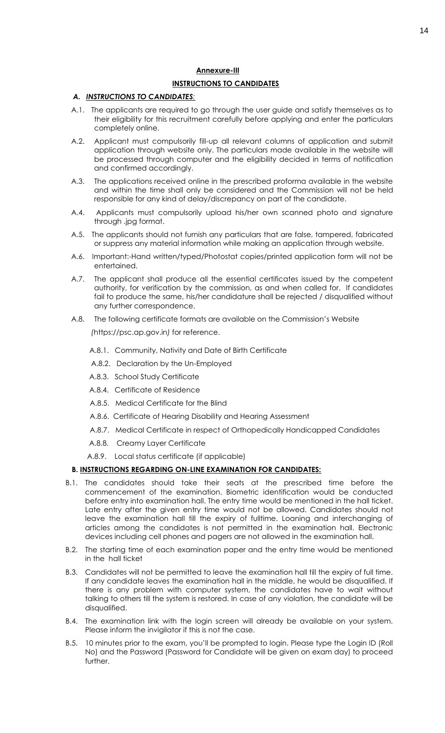## Annexure-III

## INSTRUCTIONS TO CANDIDATES

### *A. INSTRUCTIONS TO CANDIDATES:*

A.1. The applicants are required to go through the user guide and satisfy themselves as to their eligibility for this recruitment carefully before applying and enter the particulars completely online.

A.2. Applicant must compulsorily fill-up all relevant columns of application and submit application through website only. The particulars made available in the website will be processed through computer and the eligibility decided in terms of notification and confirmed accordingly.

A.3. The applications received online in the prescribed proforma available in the website and within the time shall only be considered and the Commission will not be held responsible for any kind of delay/discrepancy on part of the candidate.

A.4. Applicants must compulsorily upload his/her own scanned photo and signature through .jpg format.

A.5. The applicants should not furnish any particulars that are false, tampered, fabricated or suppress any material information while making an application through website.

A.6. Important:-Hand written/typed/Photostat copies/printed application form will not be entertained.

A.7. The applicant shall produce all the essential certificates issued by the competent authority, for verification by the commission, as and when called for. If candidates fail to produce the same, his/her candidature shall be rejected / disqualified without any further correspondence.

A.8. The following certificate formats are available on the Commission's Website *(*https://psc.ap.gov.in*)* for reference.

- A.8.1. Community, Nativity and Date of Birth Certificate
- A.8.2. Declaration by the Un-Employed
- A.8.3. School Study Certificate
- A.8.4. Certificate of Residence
- A.8.5. Medical Certificate for the Blind
- A.8.6. Certificate of Hearing Disability and Hearing Assessment
- A.8.7. Medical Certificate in respect of Orthopedically Handicapped Candidates
- A.8.8. Creamy Layer Certificate
- A.8.9. Local status certificate (if applicable)

### B. INSTRUCTIONS REGARDING ON-LINE EXAMINATION FOR CANDIDATES:

B.1. The candidates should take their seats at the prescribed time before the commencement of the examination. Biometric identification would be conducted before entry into examination hall. The entry time would be mentioned in the hall ticket. Late entry after the given entry time would not be allowed. Candidates should not leave the examination hall till the expiry of fulltime. Loaning and interchanging of articles among the candidates is not permitted in the examination hall. Electronic devices including cell phones and pagers are not allowed in the examination hall.

B.2. The starting time of each examination paper and the entry time would be mentioned in the hall ticket

B.3. Candidates will not be permitted to leave the examination hall till the expiry of full time. If any candidate leaves the examination hall in the middle, he would be disqualified. If there is any problem with computer system, the candidates have to wait without talking to others till the system is restored. In case of any violation, the candidate will be disqualified.

B.4. The examination link with the login screen will already be available on your system. Please inform the invigilator if this is not the case.

B.5. 10 minutes prior to the exam, you'll be prompted to login. Please type the Login ID (Roll No) and the Password (Password for Candidate will be given on exam day) to proceed further.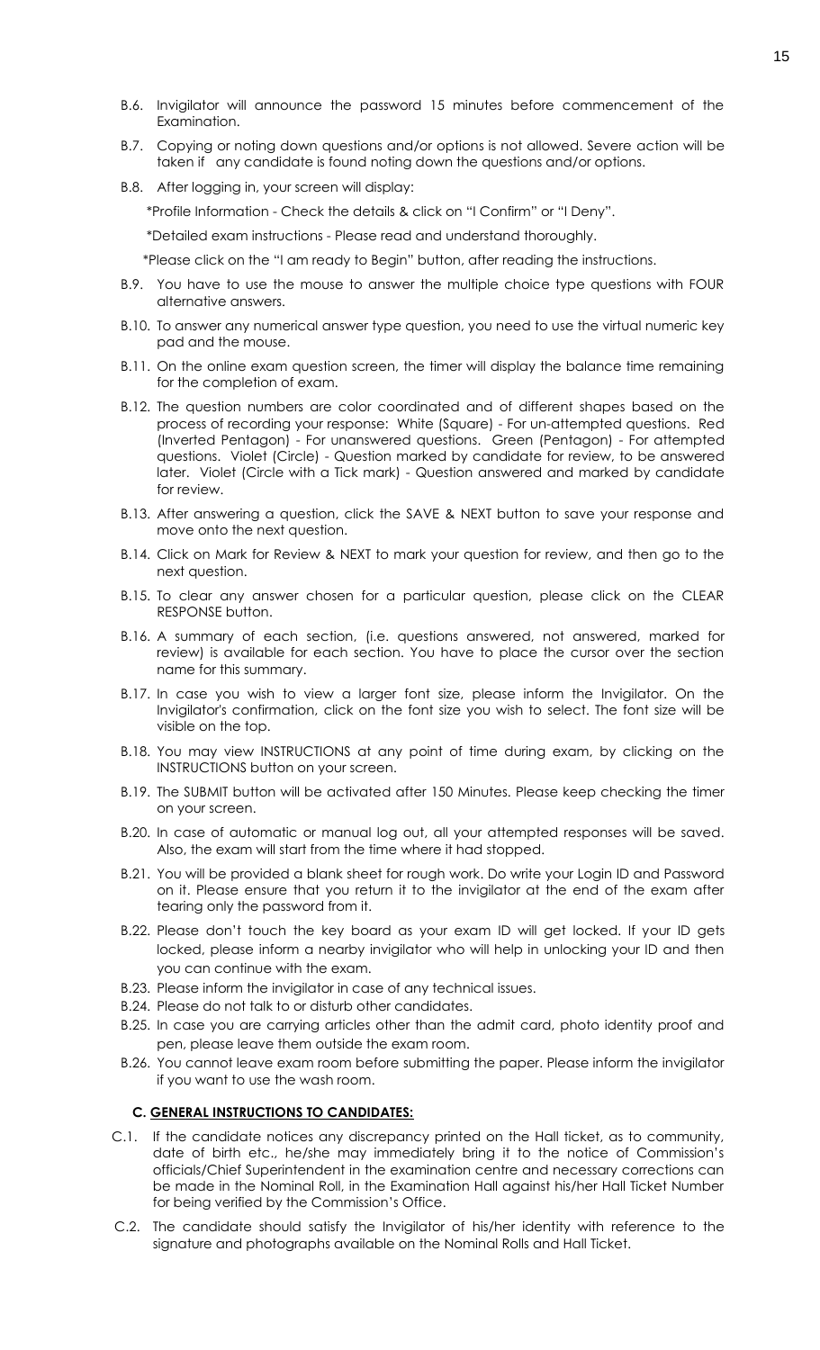B.6. Invigilator will announce the password 15 minutes before commencement of the Examination.

B.7. Copying or noting down questions and/or options is not allowed. Severe action will be taken if any candidate is found noting down the questions and/or options.

B.8. After logging in, your screen will display:

*Profile Information - Check the details & click on "I Confirm" or "I Deny".

*Detailed exam instructions - Please read and understand thoroughly.

*Please click on the "I am ready to Begin" button, after reading the instructions.

B.9. You have to use the mouse to answer the multiple choice type questions with FOUR alternative answers.

B.10. To answer any numerical answer type question, you need to use the virtual numeric key pad and the mouse.

B.11. On the online exam question screen, the timer will display the balance time remaining for the completion of exam.

B.12. The question numbers are color coordinated and of different shapes based on the process of recording your response: White (Square) - For un-attempted questions. Red (Inverted Pentagon) - For unanswered questions. Green (Pentagon) - For attempted questions. Violet (Circle) - Question marked by candidate for review, to be answered later. Violet (Circle with a Tick mark) - Question answered and marked by candidate for review.

B.13. After answering a question, click the SAVE & NEXT button to save your response and move onto the next question.

B.14. Click on Mark for Review & NEXT to mark your question for review, and then go to the next question.

B.15. To clear any answer chosen for a particular question, please click on the CLEAR RESPONSE button.

B.16. A summary of each section, (i.e. questions answered, not answered, marked for review) is available for each section. You have to place the cursor over the section name for this summary.

B.17. In case you wish to view a larger font size, please inform the Invigilator. On the Invigilator's confirmation, click on the font size you wish to select. The font size will be visible on the top.

B.18. You may view INSTRUCTIONS at any point of time during exam, by clicking on the INSTRUCTIONS button on your screen.

B.19. The SUBMIT button will be activated after 150 Minutes. Please keep checking the timer on your screen.

B.20. In case of automatic or manual log out, all your attempted responses will be saved. Also, the exam will start from the time where it had stopped.

B.21. You will be provided a blank sheet for rough work. Do write your Login ID and Password on it. Please ensure that you return it to the invigilator at the end of the exam after tearing only the password from it.

B.22. Please don't touch the key board as your exam ID will get locked. If your ID gets locked, please inform a nearby invigilator who will help in unlocking your ID and then you can continue with the exam.

B.23. Please inform the invigilator in case of any technical issues.

B.24. Please do not talk to or disturb other candidates.

B.25. In case you are carrying articles other than the admit card, photo identity proof and pen, please leave them outside the exam room.

B.26. You cannot leave exam room before submitting the paper. Please inform the invigilator if you want to use the wash room.

## C. GENERAL INSTRUCTIONS TO CANDIDATES:

C.1. If the candidate notices any discrepancy printed on the Hall ticket, as to community, date of birth etc., he/she may immediately bring it to the notice of Commission's officials/Chief Superintendent in the examination centre and necessary corrections can be made in the Nominal Roll, in the Examination Hall against his/her Hall Ticket Number for being verified by the Commission's Office.

C.2. The candidate should satisfy the Invigilator of his/her identity with reference to the signature and photographs available on the Nominal Rolls and Hall Ticket.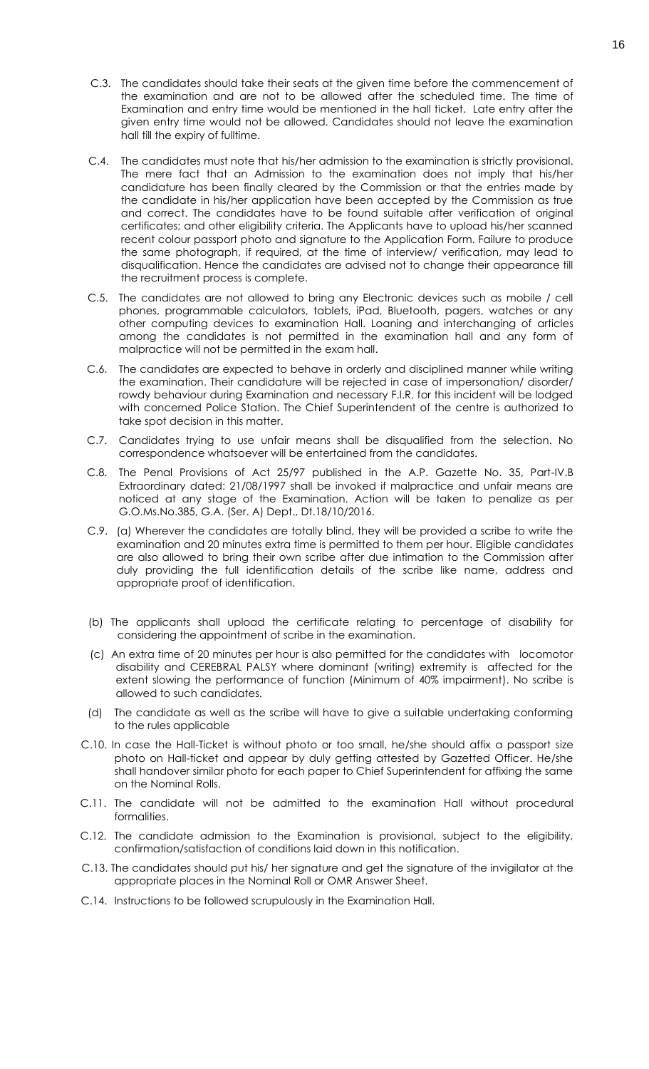C.3. The candidates should take their seats at the given time before the commencement of the examination and are not to be allowed after the scheduled time. The time of Examination and entry time would be mentioned in the hall ticket. Late entry after the given entry time would not be allowed. Candidates should not leave the examination hall till the expiry of fulltime.

C.4. The candidates must note that his/her admission to the examination is strictly provisional. The mere fact that an Admission to the examination does not imply that his/her candidature has been finally cleared by the Commission or that the entries made by the candidate in his/her application have been accepted by the Commission as true and correct. The candidates have to be found suitable after verification of original certificates; and other eligibility criteria. The Applicants have to upload his/her scanned recent colour passport photo and signature to the Application Form. Failure to produce the same photograph, if required, at the time of interview/ verification, may lead to disqualification. Hence the candidates are advised not to change their appearance till the recruitment process is complete.

C.5. The candidates are not allowed to bring any Electronic devices such as mobile / cell phones, programmable calculators, tablets, iPad, Bluetooth, pagers, watches or any other computing devices to examination Hall. Loaning and interchanging of articles among the candidates is not permitted in the examination hall and any form of malpractice will not be permitted in the exam hall.

C.6. The candidates are expected to behave in orderly and disciplined manner while writing the examination. Their candidature will be rejected in case of impersonation/ disorder/ rowdy behaviour during Examination and necessary F.I.R. for this incident will be lodged with concerned Police Station. The Chief Superintendent of the centre is authorized to take spot decision in this matter.

C.7. Candidates trying to use unfair means shall be disqualified from the selection. No correspondence whatsoever will be entertained from the candidates.

C.8. The Penal Provisions of Act 25/97 published in the A.P. Gazette No. 35, Part-IV.B Extraordinary dated: 21/08/1997 shall be invoked if malpractice and unfair means are noticed at any stage of the Examination. Action will be taken to penalize as per G.O.Ms.No.385, G.A. (Ser. A) Dept., Dt.18/10/2016.

C.9. (a) Wherever the candidates are totally blind, they will be provided a scribe to write the examination and 20 minutes extra time is permitted to them per hour. Eligible candidates are also allowed to bring their own scribe after due intimation to the Commission after duly providing the full identification details of the scribe like name, address and appropriate proof of identification.

(b) The applicants shall upload the certificate relating to percentage of disability for considering the appointment of scribe in the examination.

(c) An extra time of 20 minutes per hour is also permitted for the candidates with locomotor disability and CEREBRAL PALSY where dominant (writing) extremity is affected for the extent slowing the performance of function (Minimum of 40% impairment). No scribe is allowed to such candidates.

(d) The candidate as well as the scribe will have to give a suitable undertaking conforming to the rules applicable

C.10. In case the Hall-Ticket is without photo or too small, he/she should affix a passport size photo on Hall-ticket and appear by duly getting attested by Gazetted Officer. He/she shall handover similar photo for each paper to Chief Superintendent for affixing the same on the Nominal Rolls.

C.11. The candidate will not be admitted to the examination Hall without procedural formalities.

C.12. The candidate admission to the Examination is provisional, subject to the eligibility, confirmation/satisfaction of conditions laid down in this notification.

C.13. The candidates should put his/ her signature and get the signature of the invigilator at the appropriate places in the Nominal Roll or OMR Answer Sheet.

C.14. Instructions to be followed scrupulously in the Examination Hall.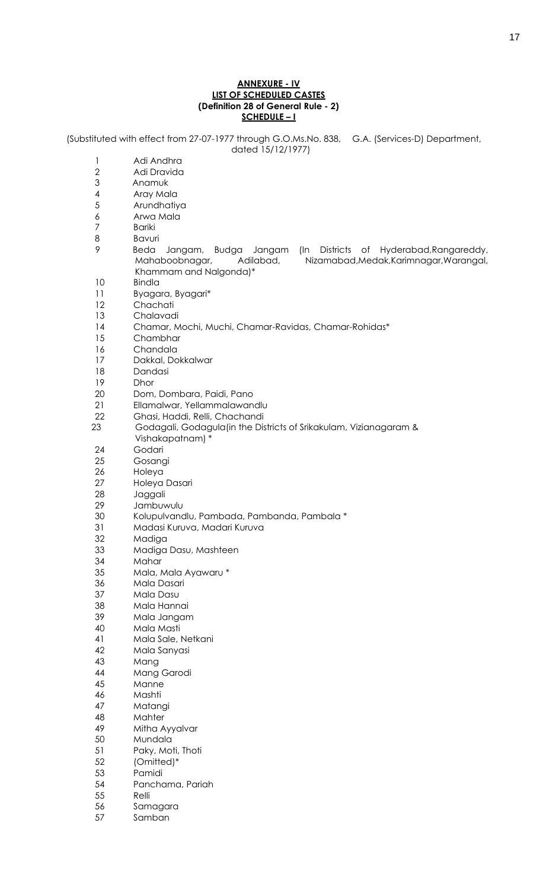**ANNEXURE - IV**

**LIST OF SCHEDULED CASTES**

**(Definition 28 of General Rule - 2)**

**SCHEDULE – I**

(Substituted with effect from 27-07-1977 through G.O.Ms.No. 838, G.A. (Services-D) Department, dated 15/12/1977)

1. Adi Andhra
2. Adi Dravida
3. Anamuk
4. Aray Mala
5. Arundhatiya
6. Arwa Mala
7. Bariki
8. Bavuri
9. Beda Jangam, Budga Jangam (In Districts of Hyderabad,Rangareddy, Mahaboobnagar, Adilabad, Nizamabad,Medak,Karimnagar,Warangal, Khammam and Nalgonda)*
10. Bindla
11. Byagara, Byagari*
12. Chachati
13. Chalavadi
14. Chamar, Mochi, Muchi, Chamar-Ravidas, Chamar-Rohidas*
15. Chambhar
16. Chandala
17. Dakkal, Dokkalwar
18. Dandasi
19. Dhor
20. Dom, Dombara, Paidi, Pano
21. Ellamalwar, Yellammalawandlu
22. Ghasi, Haddi, Relli, Chachandi
23. Godagali, Godagula(in the Districts of Srikakulam, Vizianagaram & Vishakapatnam) *
24. Godari
25. Gosangi
26. Holeya
27. Holeya Dasari
28. Jaggali
29. Jambuwulu
30. Kolupulvandlu, Pambada, Pambanda, Pambala *
31. Madasi Kuruva, Madari Kuruva
32. Madiga
33. Madiga Dasu, Mashteen
34. Mahar
35. Mala, Mala Ayawaru *
36. Mala Dasari
37. Mala Dasu
38. Mala Hannai
39. Mala Jangam
40. Mala Masti
41. Mala Sale, Netkani
42. Mala Sanyasi
43. Mang
44. Mang Garodi
45. Manne
46. Mashti
47. Matangi
48. Mahter
49. Mitha Ayyalvar
50. Mundala
51. Paky, Moti, Thoti
52. (Omitted)*
53. Pamidi
54. Panchama, Pariah
55. Relli
56. Samagara
57. Samban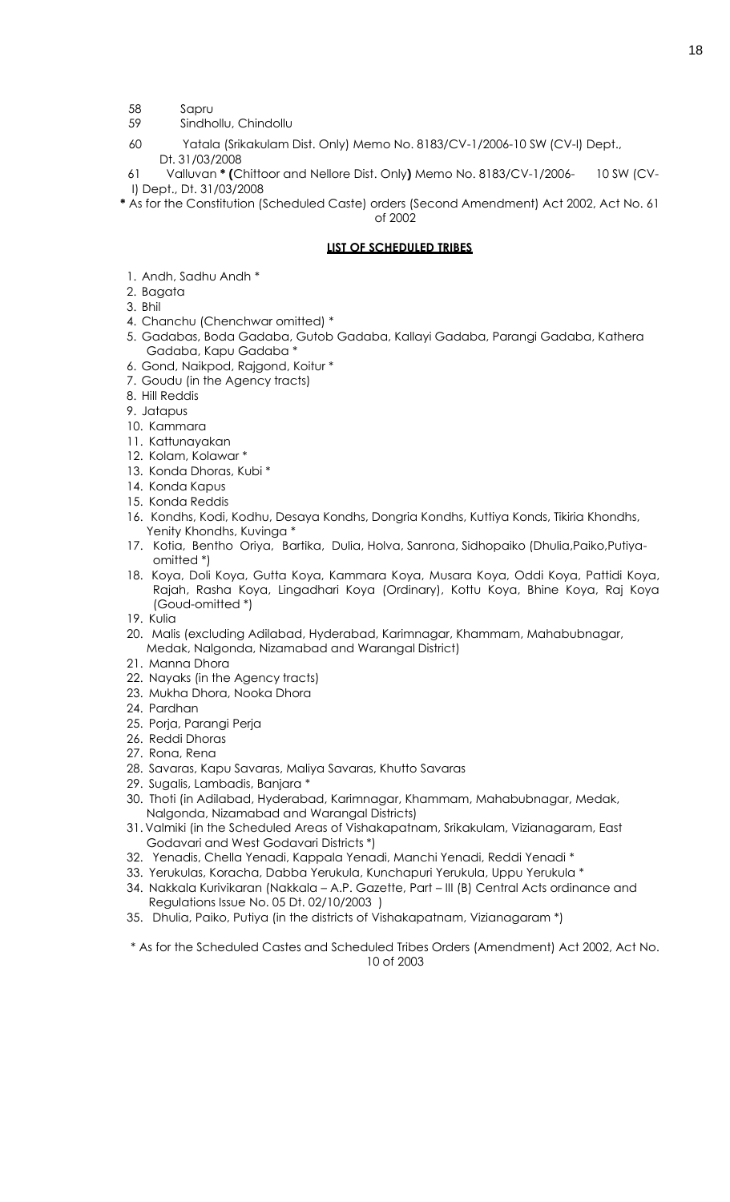58 Sapru

59 Sindhollu, Chindollu

60 Yatala (Srikakulam Dist. Only) Memo No. 8183/CV-1/2006-10 SW (CV-I) Dept., Dt. 31/03/2008

61 Valluvan * (Chittoor and Nellore Dist. Only) Memo No. 8183/CV-1/2006- 10 SW (CV-I) Dept., Dt. 31/03/2008

* As for the Constitution (Scheduled Caste) orders (Second Amendment) Act 2002, Act No. 61 of 2002

## LIST OF SCHEDULED TRIBES

1. Andh, Sadhu Andh *
2. Bagata
3. Bhil
4. Chanchu (Chenchwar omitted) *
5. Gadabas, Boda Gadaba, Gutob Gadaba, Kallayi Gadaba, Parangi Gadaba, Kathera Gadaba, Kapu Gadaba *
6. Gond, Naikpod, Rajgond, Koitur *
7. Goudu (in the Agency tracts)
8. Hill Reddis
9. Jatapus
10. Kammara
11. Kattunayakan
12. Kolam, Kolawar *
13. Konda Dhoras, Kubi *
14. Konda Kapus
15. Konda Reddis
16. Kondhs, Kodi, Kodhu, Desaya Kondhs, Dongria Kondhs, Kuttiya Konds, Tikiria Khondhs, Yenity Khondhs, Kuvinga *
17. Kotia, Bentho Oriya, Bartika, Dulia, Holva, Sanrona, Sidhopaiko (Dhulia,Paiko,Putiya-omitted *)
18. Koya, Doli Koya, Gutta Koya, Kammara Koya, Musara Koya, Oddi Koya, Pattidi Koya, Rajah, Rasha Koya, Lingadhari Koya (Ordinary), Kottu Koya, Bhine Koya, Raj Koya (Goud-omitted *)
19. Kulia
20. Malis (excluding Adilabad, Hyderabad, Karimnagar, Khammam, Mahabubnagar, Medak, Nalgonda, Nizamabad and Warangal District)
21. Manna Dhora
22. Nayaks (in the Agency tracts)
23. Mukha Dhora, Nooka Dhora
24. Pardhan
25. Porja, Parangi Perja
26. Reddi Dhoras
27. Rona, Rena
28. Savaras, Kapu Savaras, Maliya Savaras, Khutto Savaras
29. Sugalis, Lambadis, Banjara *
30. Thoti (in Adilabad, Hyderabad, Karimnagar, Khammam, Mahabubnagar, Medak, Nalgonda, Nizamabad and Warangal Districts)
31. Valmiki (in the Scheduled Areas of Vishakapatnam, Srikakulam, Vizianagaram, East Godavari and West Godavari Districts *)
32. Yenadis, Chella Yenadi, Kappala Yenadi, Manchi Yenadi, Reddi Yenadi *
33. Yerukulas, Koracha, Dabba Yerukula, Kunchapuri Yerukula, Uppu Yerukula *
34. Nakkala Kurivikaran (Nakkala – A.P. Gazette, Part – III (B) Central Acts ordinance and Regulations Issue No. 05 Dt. 02/10/2003 )
35. Dhulia, Paiko, Putiya (in the districts of Vishakapatnam, Vizianagaram *)

* As for the Scheduled Castes and Scheduled Tribes Orders (Amendment) Act 2002, Act No. 10 of 2003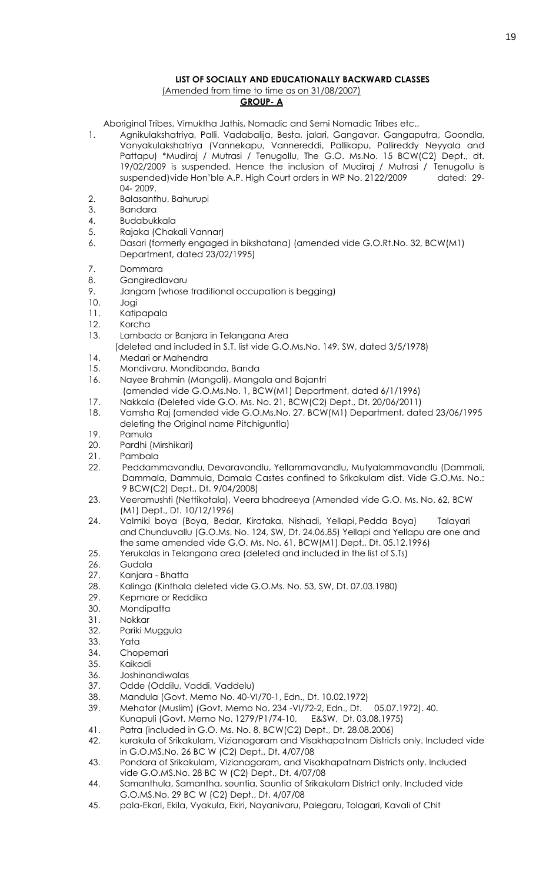**LIST OF SOCIALLY AND EDUCATIONALLY BACKWARD CLASSES**

(Amended from time to time as on 31/08/2007)

**GROUP- A**

Aboriginal Tribes, Vimuktha Jathis, Nomadic and Semi Nomadic Tribes etc.,

1. Agnikulakshatriya, Palli, Vadabalija, Besta, jalari, Gangavar, Gangaputra, Goondla, Vanyakulakshatriya (Vannekapu, Vannereddi, Pallikapu, Pallireddy Neyyala and Pattapu) *Mudiraj / Mutrasi / Tenugollu, The G.O. Ms.No. 15 BCW(C2) Dept., dt. 19/02/2009 is suspended. Hence the inclusion of Mudiraj / Mutrasi / Tenugollu is suspended)vide Hon'ble A.P. High Court orders in WP No. 2122/2009 dated: 29-04- 2009.
2. Balasanthu, Bahurupi
3. Bandara
4. Budabukkala
5. Rajaka (Chakali Vannar)
6. Dasari (formerly engaged in bikshatana) (amended vide G.O.Rt.No. 32, BCW(M1) Department, dated 23/02/1995)
7. Dommara
8. Gangiredlavaru
9. Jangam (whose traditional occupation is begging)
10. Jogi
11. Katipapala
12. Korcha
13. Lambada or Banjara in Telangana Area (deleted and included in S.T. list vide G.O.Ms.No. 149, SW, dated 3/5/1978)
14. Medari or Mahendra
15. Mondivaru, Mondibanda, Banda
16. Nayee Brahmin (Mangali), Mangala and Bajantri (amended vide G.O.Ms.No. 1, BCW(M1) Department, dated 6/1/1996)
17. Nakkala (Deleted vide G.O. Ms. No. 21, BCW(C2) Dept., Dt. 20/06/2011)
18. Vamsha Raj (amended vide G.O.Ms.No. 27, BCW(M1) Department, dated 23/06/1995 deleting the Original name Pitchiguntla)
19. Pamula
20. Pardhi (Mirshikari)
21. Pambala
22. Peddammavandlu, Devaravandlu, Yellammavandlu, Mutyalammavandlu (Dammali, Dammala, Dammula, Damala Castes confined to Srikakulam dist. Vide G.O.Ms. No.: 9 BCW(C2) Dept., Dt. 9/04/2008)
23. Veeramushti (Nettikotala), Veera bhadreeya (Amended vide G.O. Ms. No. 62, BCW (M1) Dept., Dt. 10/12/1996)
24. Valmiki boya (Boya, Bedar, Kirataka, Nishadi, Yellapi, Pedda Boya) Talayari and Chunduvallu (G.O.Ms. No. 124, SW, Dt. 24.06.85) Yellapi and Yellapu are one and the same amended vide G.O. Ms. No. 61, BCW(M1) Dept., Dt. 05.12.1996)
25. Yerukalas in Telangana area (deleted and included in the list of S.Ts)
26. Gudala
27. Kanjara - Bhatta
28. Kalinga (Kinthala deleted vide G.O.Ms. No. 53, SW, Dt. 07.03.1980)
29. Kepmare or Reddika
30. Mondipatta
31. Nokkar
32. Pariki Muggula
33. Yata
34. Chopemari
35. Kaikadi
36. Joshinandiwalas
37. Odde (Oddilu, Vaddi, Vaddelu)
38. Mandula (Govt. Memo No. 40-VI/70-1, Edn., Dt. 10.02.1972)
39. Mehator (Muslim) (Govt. Memo No. 234 -VI/72-2, Edn., Dt. 05.07.1972). 40. Kunapuli (Govt. Memo No. 1279/P1/74-10, E&SW, Dt. 03.08.1975)
41. Patra (included in G.O. Ms. No. 8, BCW(C2) Dept., Dt. 28.08.2006)
42. kurakula of Srikakulam, Vizianagaram and Visakhapatnam Districts only. Included vide in G.O.MS.No. 26 BC W (C2) Dept., Dt. 4/07/08
43. Pondara of Srikakulam, Vizianagaram, and Visakhapatnam Districts only. Included vide G.O.MS.No. 28 BC W (C2) Dept., Dt. 4/07/08
44. Samanthula, Samantha, sountia, Sauntia of Srikakulam District only. Included vide G.O.MS.No. 29 BC W (C2) Dept., Dt. 4/07/08
45. pala-Ekari, Ekila, Vyakula, Ekiri, Nayanivaru, Palegaru, Tolagari, Kavali of Chit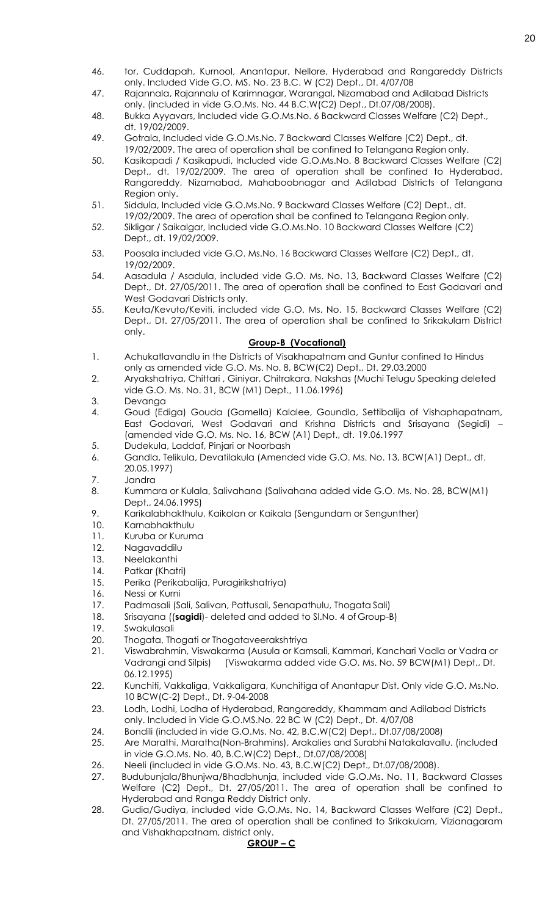46. tor, Cuddapah, Kurnool, Anantapur, Nellore, Hyderabad and Rangareddy Districts only. Included Vide G.O. MS. No. 23 B.C. W (C2) Dept., Dt. 4/07/08
47. Rajannala, Rajannalu of Karimnagar, Warangal, Nizamabad and Adilabad Districts only. (included in vide G.O.Ms. No. 44 B.C.W(C2) Dept., Dt.07/08/2008).
48. Bukka Ayyavars, Included vide G.O.Ms.No. 6 Backward Classes Welfare (C2) Dept., dt. 19/02/2009.
49. Gotrala, Included vide G.O.Ms.No. 7 Backward Classes Welfare (C2) Dept., dt. 19/02/2009. The area of operation shall be confined to Telangana Region only.
50. Kasikapadi / Kasikapudi, Included vide G.O.Ms.No. 8 Backward Classes Welfare (C2) Dept., dt. 19/02/2009. The area of operation shall be confined to Hyderabad, Rangareddy, Nizamabad, Mahaboobnagar and Adilabad Districts of Telangana Region only.
51. Siddula, Included vide G.O.Ms.No. 9 Backward Classes Welfare (C2) Dept., dt. 19/02/2009. The area of operation shall be confined to Telangana Region only.
52. Sikligar / Saikalgar, Included vide G.O.Ms.No. 10 Backward Classes Welfare (C2) Dept., dt. 19/02/2009.
53. Poosala included vide G.O. Ms.No. 16 Backward Classes Welfare (C2) Dept., dt. 19/02/2009.
54. Aasadula / Asadula, included vide G.O. Ms. No. 13, Backward Classes Welfare (C2) Dept., Dt. 27/05/2011. The area of operation shall be confined to East Godavari and West Godavari Districts only.
55. Keuta/Kevuto/Keviti, included vide G.O. Ms. No. 15, Backward Classes Welfare (C2) Dept., Dt. 27/05/2011. The area of operation shall be confined to Srikakulam District only.

## Group-B (Vocational)

1. Achukatlavandlu in the Districts of Visakhapatnam and Guntur confined to Hindus only as amended vide G.O. Ms. No. 8, BCW(C2) Dept., Dt. 29.03.2000
2. Aryakshatriya, Chittari , Giniyar, Chitrakara, Nakshas (Muchi Telugu Speaking deleted vide G.O. Ms. No. 31, BCW (M1) Dept., 11.06.1996)
3. Devanga
4. Goud (Ediga) Gouda (Gamella) Kalalee, Goundla, Settibalija of Visphaphapatnam, East Godavari, West Godavari and Krishna Districts and Srisayana (Segidi) – (amended vide G.O. Ms. No. 16, BCW (A1) Dept., dt. 19.06.1997
5. Dudekula, Laddaf, Pinjari or Noorbash
6. Gandla, Telikula, Devatilakula (Amended vide G.O. Ms. No. 13, BCW(A1) Dept., dt. 20.05.1997)
7. Jandra
8. Kummara or Kulala, Salivahana (Salivahana added vide G.O. Ms. No. 28, BCW(M1) Dept., 24.06.1995)
9. Karikalabhakthulu, Kaikolan or Kaikala (Sengundam or Sengunther)
10. Karnabhakthulu
11. Kuruba or Kuruma
12. Nagavaddilu
13. Neelakanthi
14. Patkar (Khatri)
15. Perika (Perikabalija, Puragirikshatriya)
16. Nessi or Kurni
17. Padmasali (Sali, Salivan, Pattusali, Senapathulu, Thogata Sali)
18. Srisayana ((**sagidi**)- deleted and added to Sl.No. 4 of Group-B)
19. Swakulasali
20. Thogata, Thogati or Thogataveerakshtriya
21. Viswabrahmin, Viswakarma (Ausula or Kamsali, Kammari, Kanchari Vadla or Vadra or Vadrangi and Silpis) (Viswakarma added vide G.O. Ms. No. 59 BCW(M1) Dept., Dt. 06.12.1995)
22. Kunchiti, Vakkaliga, Vakkaligara, Kunchitiga of Anantapur Dist. Only vide G.O. Ms.No. 10 BCW(C-2) Dept., Dt. 9-04-2008
23. Lodh, Lodhi, Lodha of Hyderabad, Rangareddy, Khammam and Adilabad Districts only. Included in Vide G.O.MS.No. 22 BC W (C2) Dept., Dt. 4/07/08
24. Bondili (included in vide G.O.Ms. No. 42, B.C.W(C2) Dept., Dt.07/08/2008)
25. Are Marathi, Maratha(Non-Brahmins), Arakalies and Surabhi Natakalavallu. (included in vide G.O.Ms. No. 40, B.C.W(C2) Dept., Dt.07/08/2008)
26. Neeli (included in vide G.O.Ms. No. 43, B.C.W(C2) Dept., Dt.07/08/2008).
27. Budubunjala/Bhunjwa/Bhadbhunja, included vide G.O.Ms. No. 11, Backward Classes Welfare (C2) Dept., Dt. 27/05/2011. The area of operation shall be confined to Hyderabad and Ranga Reddy District only.
28. Gudia/Gudiya, included vide G.O.Ms. No. 14, Backward Classes Welfare (C2) Dept., Dt. 27/05/2011. The area of operation shall be confined to Srikakulam, Vizianagaram and Vishakhapatnam, district only.

## GROUP – C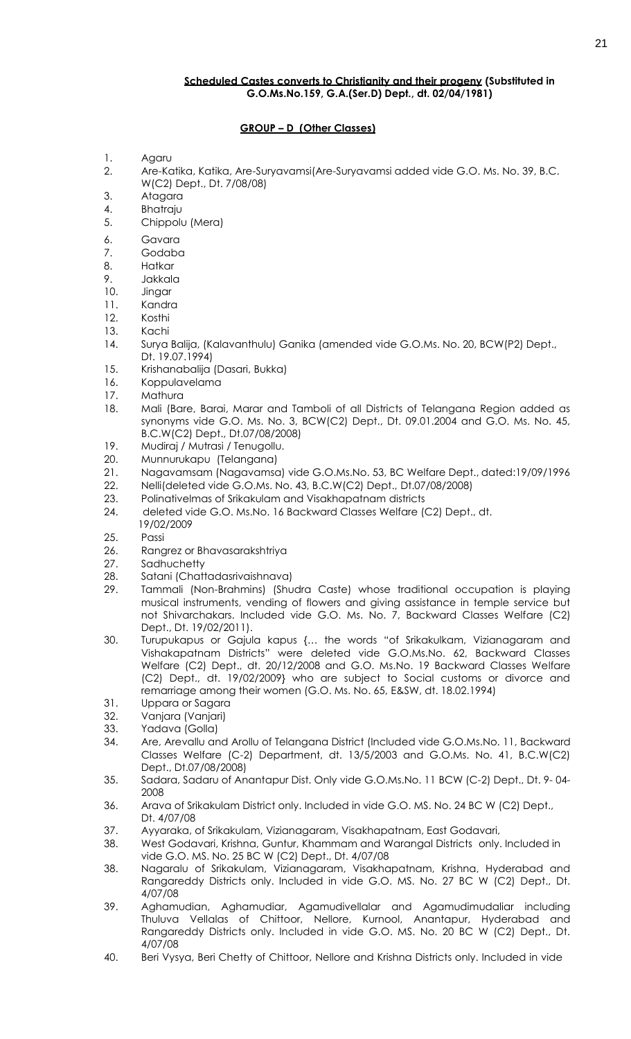**Scheduled Castes converts to Christianity and their progeny (Substituted in G.O.Ms.No.159, G.A.(Ser.D) Dept., dt. 02/04/1981)**

**GROUP – D (Other Classes)**

1. Agaru
2. Are-Katika, Katika, Are-Suryavamsi(Are-Suryavamsi added vide G.O. Ms. No. 39, B.C. W(C2) Dept., Dt. 7/08/08)
3. Atagara
4. Bhatraju
5. Chippolu (Mera)
6. Gavara
7. Godaba
8. Hatkar
9. Jakkala
10. Jingar
11. Kandra
12. Kosthi
13. Kachi
14. Surya Balija, (Kalavanthulu) Ganika (amended vide G.O.Ms. No. 20, BCW(P2) Dept., Dt. 19.07.1994)
15. Krishanabalija (Dasari, Bukka)
16. Koppulavelama
17. Mathura
18. Mali (Bare, Barai, Marar and Tamboli of all Districts of Telangana Region added as synonyms vide G.O. Ms. No. 3, BCW(C2) Dept., Dt. 09.01.2004 and G.O. Ms. No. 45, B.C.W(C2) Dept., Dt.07/08/2008)
19. Mudiraj / Mutrasi / Tenugollu.
20. Munnurukapu (Telangana)
21. Nagavamsam (Nagavamsa) vide G.O.Ms.No. 53, BC Welfare Dept., dated:19/09/1996
22. Nelli(deleted vide G.O.Ms. No. 43, B.C.W(C2) Dept., Dt.07/08/2008)
23. Polinativelmas of Srikakulam and Visakhapatnam districts
24. deleted vide G.O. Ms.No. 16 Backward Classes Welfare (C2) Dept., dt. 19/02/2009
25. Passi
26. Rangrez or Bhavasarakshtriya
27. Sadhuchetty
28. Satani (Chattadasrivaishnava)
29. Tammali (Non-Brahmins) (Shudra Caste) whose traditional occupation is playing musical instruments, vending of flowers and giving assistance in temple service but not Shivarchakars. Included vide G.O. Ms. No. 7, Backward Classes Welfare (C2) Dept., Dt. 19/02/2011).
30. Turupukapus or Gajula kapus {… the words "of Srikakulkam, Vizianagaram and Vishakapatnam Districts" were deleted vide G.O.Ms.No. 62, Backward Classes Welfare (C2) Dept., dt. 20/12/2008 and G.O. Ms.No. 19 Backward Classes Welfare (C2) Dept., dt. 19/02/2009} who are subject to Social customs or divorce and remarriage among their women (G.O. Ms. No. 65, E&SW, dt. 18.02.1994)
31. Uppara or Sagara
32. Vanjara (Vanjari)
33. Yadava (Golla)
34. Are, Arevallu and Arollu of Telangana District (Included vide G.O.Ms.No. 11, Backward Classes Welfare (C-2) Department, dt. 13/5/2003 and G.O.Ms. No. 41, B.C.W(C2) Dept., Dt.07/08/2008)
35. Sadara, Sadaru of Anantapur Dist. Only vide G.O.Ms.No. 11 BCW (C-2) Dept., Dt. 9- 04-2008
36. Arava of Srikakulam District only. Included in vide G.O. MS. No. 24 BC W (C2) Dept., Dt. 4/07/08
37. Ayyaraka, of Srikakulam, Vizianagaram, Visakhapatnam, East Godavari,
38. West Godavari, Krishna, Guntur, Khammam and Warangal Districts only. Included in vide G.O. MS. No. 25 BC W (C2) Dept., Dt. 4/07/08
38. Nagaralu of Srikakulam, Vizianagaram, Visakhapatnam, Krishna, Hyderabad and Rangareddy Districts only. Included in vide G.O. MS. No. 27 BC W (C2) Dept., Dt. 4/07/08
39. Aghamudian, Aghamudiar, Agamudivellalar and Agamudimudaliar including Thuluva Vellalas of Chittoor, Nellore, Kurnool, Anantapur, Hyderabad and Rangareddy Districts only. Included in vide G.O. MS. No. 20 BC W (C2) Dept., Dt. 4/07/08
40. Beri Vysya, Beri Chetty of Chittoor, Nellore and Krishna Districts only. Included in vide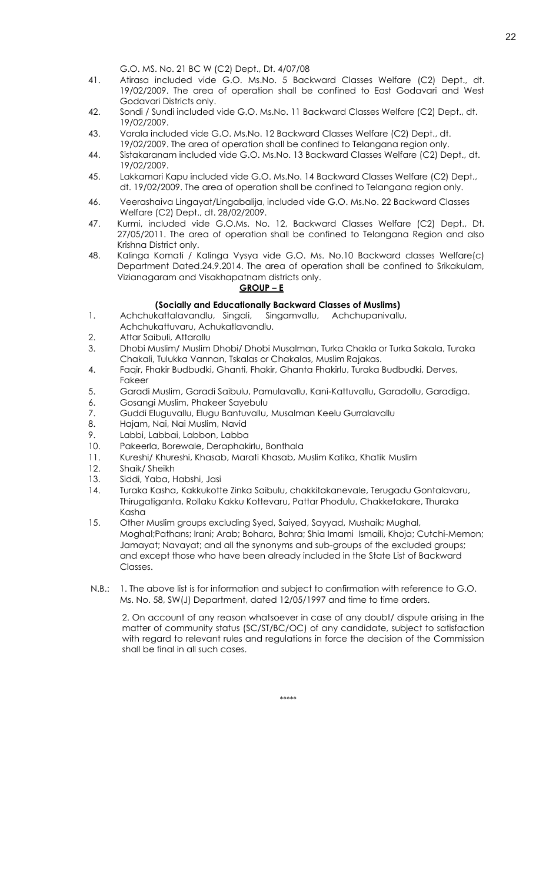G.O. MS. No. 21 BC W (C2) Dept., Dt. 4/07/08

41. Atirasa included vide G.O. Ms.No. 5 Backward Classes Welfare (C2) Dept., dt. 19/02/2009. The area of operation shall be confined to East Godavari and West Godavari Districts only.
42. Sondi / Sundi included vide G.O. Ms.No. 11 Backward Classes Welfare (C2) Dept., dt. 19/02/2009.
43. Varala included vide G.O. Ms.No. 12 Backward Classes Welfare (C2) Dept., dt. 19/02/2009. The area of operation shall be confined to Telangana region only.
44. Sistakaranam included vide G.O. Ms.No. 13 Backward Classes Welfare (C2) Dept., dt. 19/02/2009.
45. Lakkamari Kapu included vide G.O. Ms.No. 14 Backward Classes Welfare (C2) Dept., dt. 19/02/2009. The area of operation shall be confined to Telangana region only.
46. Veerashaiva Lingayat/Lingabalija, included vide G.O. Ms.No. 22 Backward Classes Welfare (C2) Dept., dt. 28/02/2009.
47. Kurmi, included vide G.O.Ms. No. 12, Backward Classes Welfare (C2) Dept., Dt. 27/05/2011. The area of operation shall be confined to Telangana Region and also Krishna District only.
48. Kalinga Komati / Kalinga Vysya vide G.O. Ms. No.10 Backward classes Welfare(c) Department Dated.24.9.2014. The area of operation shall be confined to Srikakulam, Vizianagaram and Visakhapatnam districts only.

## GROUP – E

### (Socially and Educationally Backward Classes of Muslims)

1. Achchukattalavandlu, Singali, Singamvallu, Achchupanivallu, Achchukattuvaru, Achukatlavandlu.
2. Attar Saibuli, Attarollu
3. Dhobi Muslim/ Muslim Dhobi/ Dhobi Musalman, Turka Chakla or Turka Sakala, Turaka Chakali, Tulukka Vannan, Tskalas or Chakalas, Muslim Rajakas.
4. Faqir, Fhakir Budbudki, Ghanti, Fhakir, Ghanta Fhakirlu, Turaka Budbudki, Derves, Fakeer
5. Garadi Muslim, Garadi Saibulu, Pamulavallu, Kani-Kattuvallu, Garadollu, Garadiga.
6. Gosangi Muslim, Phakeer Sayebulu
7. Guddi Eluguvallu, Elugu Bantuvallu, Musalman Keelu Gurralavallu
8. Hajam, Nai, Nai Muslim, Navid
9. Labbi, Labbai, Labbon, Labba
10. Pakeerla, Borewale, Deraphakirlu, Bonthala
11. Kureshi/ Khureshi, Khasab, Marati Khasab, Muslim Katika, Khatik Muslim
12. Shaik/ Sheikh
13. Siddi, Yaba, Habshi, Jasi
14. Turaka Kasha, Kakkukotte Zinka Saibulu, chakkitakanevale, Terugadu Gontalavaru, Thirugatiganta, Rollaku Kakku Kottevaru, Pattar Phodulu, Chakketakare, Thuraka Kasha
15. Other Muslim groups excluding Syed, Saiyed, Sayyad, Mushaik; Mughal, Moghal;Pathans; Irani; Arab; Bohara, Bohra; Shia Imami Ismaili, Khoja; Cutchi-Memon; Jamayat; Navayat; and all the synonyms and sub-groups of the excluded groups; and except those who have been already included in the State List of Backward Classes.

N.B.: 1. The above list is for information and subject to confirmation with reference to G.O. Ms. No. 58, SW(J) Department, dated 12/05/1997 and time to time orders.

2. On account of any reason whatsoever in case of any doubt/ dispute arising in the matter of community status (SC/ST/BC/OC) of any candidate, subject to satisfaction with regard to relevant rules and regulations in force the decision of the Commission shall be final in all such cases.

\*\*\*\*\*